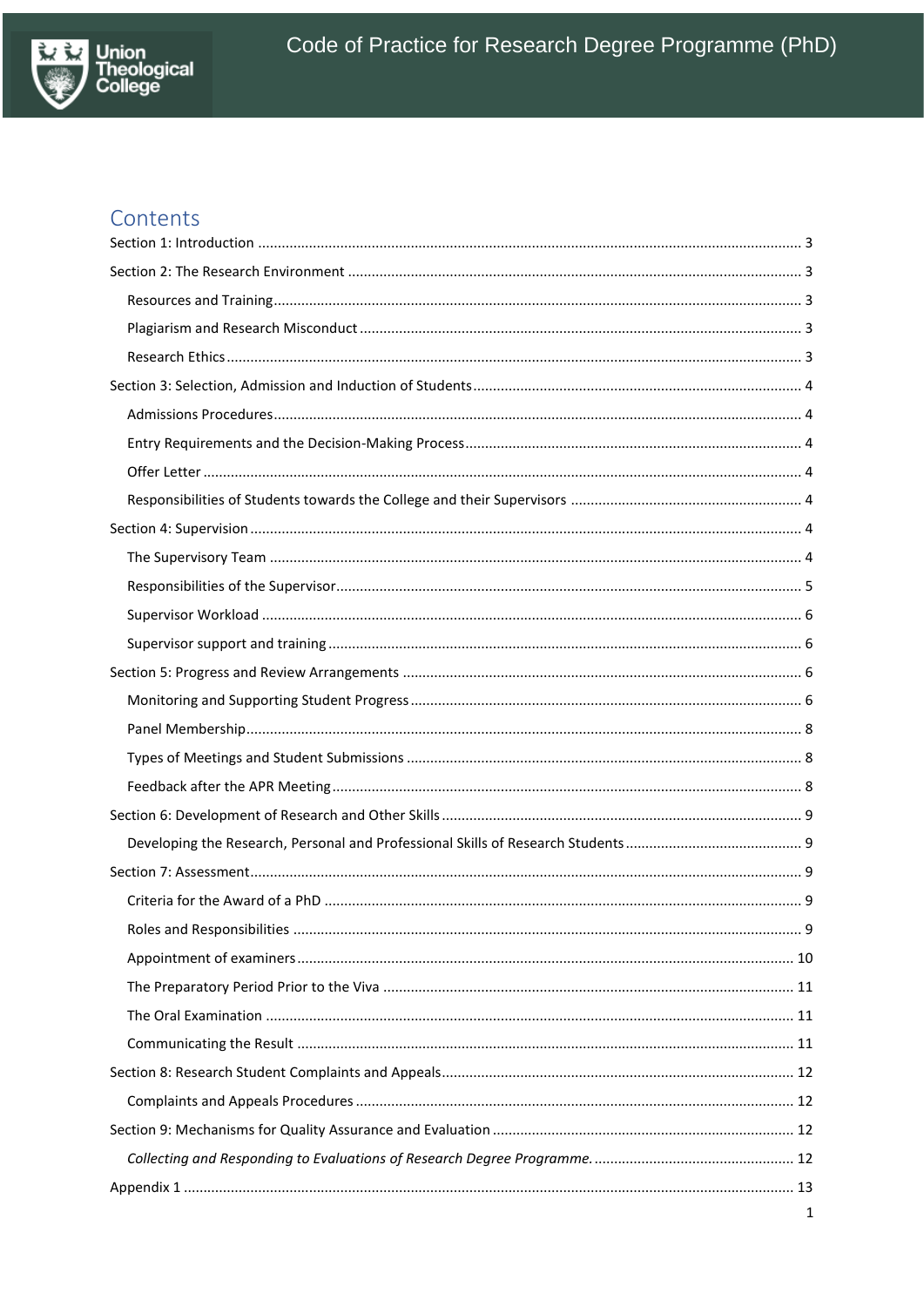# Contents

Section 1: Introduction ... 3

Section 2: The Research Environment ... 3

- Resources and Training ... 3
- Plagiarism and Research Misconduct ... 3
- Research Ethics ... 3

Section 3: Selection, Admission and Induction of Students ... 4

- Admissions Procedures ... 4
- Entry Requirements and the Decision-Making Process ... 4
- Offer Letter ... 4
- Responsibilities of Students towards the College and their Supervisors ... 4

Section 4: Supervision ... 4

- The Supervisory Team ... 4
- Responsibilities of the Supervisor ... 5
- Supervisor Workload ... 6
- Supervisor support and training ... 6

Section 5: Progress and Review Arrangements ... 6

- Monitoring and Supporting Student Progress ... 6
- Panel Membership ... 8
- Types of Meetings and Student Submissions ... 8
- Feedback after the APR Meeting ... 8

Section 6: Development of Research and Other Skills ... 9

- Developing the Research, Personal and Professional Skills of Research Students ... 9

Section 7: Assessment ... 9

- Criteria for the Award of a PhD ... 9
- Roles and Responsibilities ... 9
- Appointment of examiners ... 10
- The Preparatory Period Prior to the Viva ... 11
- The Oral Examination ... 11
- Communicating the Result ... 11

Section 8: Research Student Complaints and Appeals ... 12

- Complaints and Appeals Procedures ... 12

Section 9: Mechanisms for Quality Assurance and Evaluation ... 12

- *Collecting and Responding to Evaluations of Research Degree Programme.* ... 12

Appendix 1 ... 13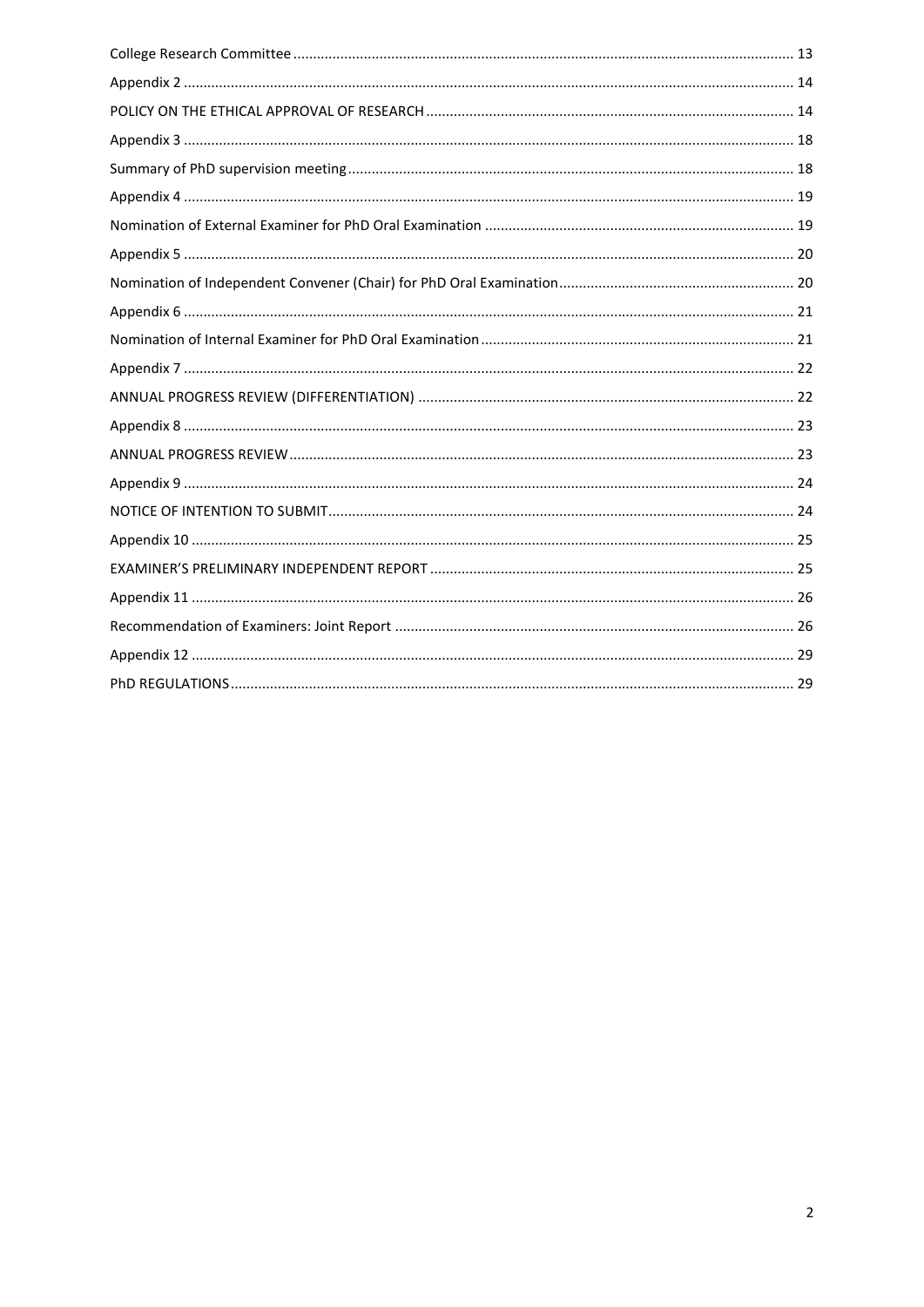College Research Committee ........................................................................................................................ 13
Appendix 2 ................................................................................................................................................... 14
POLICY ON THE ETHICAL APPROVAL OF RESEARCH ............................................................................... 14
Appendix 3 ................................................................................................................................................... 18
Summary of PhD supervision meeting ......................................................................................................... 18
Appendix 4 ................................................................................................................................................... 19
Nomination of External Examiner for PhD Oral Examination ..................................................................... 19
Appendix 5 ................................................................................................................................................... 20
Nomination of Independent Convener (Chair) for PhD Oral Examination ................................................. 20
Appendix 6 ................................................................................................................................................... 21
Nomination of Internal Examiner for PhD Oral Examination ....................................................................... 21
Appendix 7 ................................................................................................................................................... 22
ANNUAL PROGRESS REVIEW (DIFFERENTIATION) .................................................................................. 22
Appendix 8 ................................................................................................................................................... 23
ANNUAL PROGRESS REVIEW ...................................................................................................................... 23
Appendix 9 ................................................................................................................................................... 24
NOTICE OF INTENTION TO SUBMIT ............................................................................................................ 24
Appendix 10 ................................................................................................................................................. 25
EXAMINER'S PRELIMINARY INDEPENDENT REPORT ................................................................................ 25
Appendix 11 ................................................................................................................................................. 26
Recommendation of Examiners: Joint Report .............................................................................................. 26
Appendix 12 ................................................................................................................................................. 29
PhD REGULATIONS ...................................................................................................................................... 29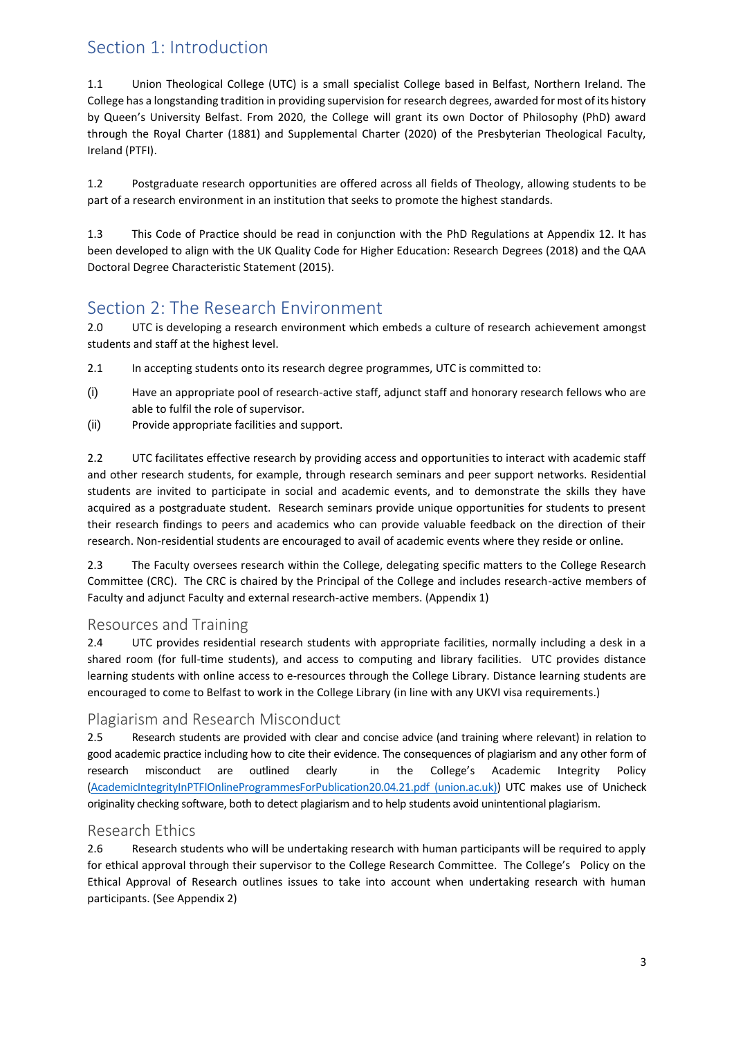## Section 1: Introduction

1.1 Union Theological College (UTC) is a small specialist College based in Belfast, Northern Ireland. The College has a longstanding tradition in providing supervision for research degrees, awarded for most of its history by Queen's University Belfast. From 2020, the College will grant its own Doctor of Philosophy (PhD) award through the Royal Charter (1881) and Supplemental Charter (2020) of the Presbyterian Theological Faculty, Ireland (PTFI).

1.2 Postgraduate research opportunities are offered across all fields of Theology, allowing students to be part of a research environment in an institution that seeks to promote the highest standards.

1.3 This Code of Practice should be read in conjunction with the PhD Regulations at Appendix 12. It has been developed to align with the UK Quality Code for Higher Education: Research Degrees (2018) and the QAA Doctoral Degree Characteristic Statement (2015).

## Section 2: The Research Environment

2.0 UTC is developing a research environment which embeds a culture of research achievement amongst students and staff at the highest level.

2.1 In accepting students onto its research degree programmes, UTC is committed to:

(i) Have an appropriate pool of research-active staff, adjunct staff and honorary research fellows who are able to fulfil the role of supervisor.

(ii) Provide appropriate facilities and support.

2.2 UTC facilitates effective research by providing access and opportunities to interact with academic staff and other research students, for example, through research seminars and peer support networks. Residential students are invited to participate in social and academic events, and to demonstrate the skills they have acquired as a postgraduate student. Research seminars provide unique opportunities for students to present their research findings to peers and academics who can provide valuable feedback on the direction of their research. Non-residential students are encouraged to avail of academic events where they reside or online.

2.3 The Faculty oversees research within the College, delegating specific matters to the College Research Committee (CRC). The CRC is chaired by the Principal of the College and includes research-active members of Faculty and adjunct Faculty and external research-active members. (Appendix 1)

### Resources and Training

2.4 UTC provides residential research students with appropriate facilities, normally including a desk in a shared room (for full-time students), and access to computing and library facilities. UTC provides distance learning students with online access to e-resources through the College Library. Distance learning students are encouraged to come to Belfast to work in the College Library (in line with any UKVI visa requirements.)

### Plagiarism and Research Misconduct

2.5 Research students are provided with clear and concise advice (and training where relevant) in relation to good academic practice including how to cite their evidence. The consequences of plagiarism and any other form of research misconduct are outlined clearly in the College's Academic Integrity Policy (AcademicIntegrityInPTFIOnlineProgrammesForPublication20.04.21.pdf (union.ac.uk)) UTC makes use of Unicheck originality checking software, both to detect plagiarism and to help students avoid unintentional plagiarism.

### Research Ethics

2.6 Research students who will be undertaking research with human participants will be required to apply for ethical approval through their supervisor to the College Research Committee. The College's Policy on the Ethical Approval of Research outlines issues to take into account when undertaking research with human participants. (See Appendix 2)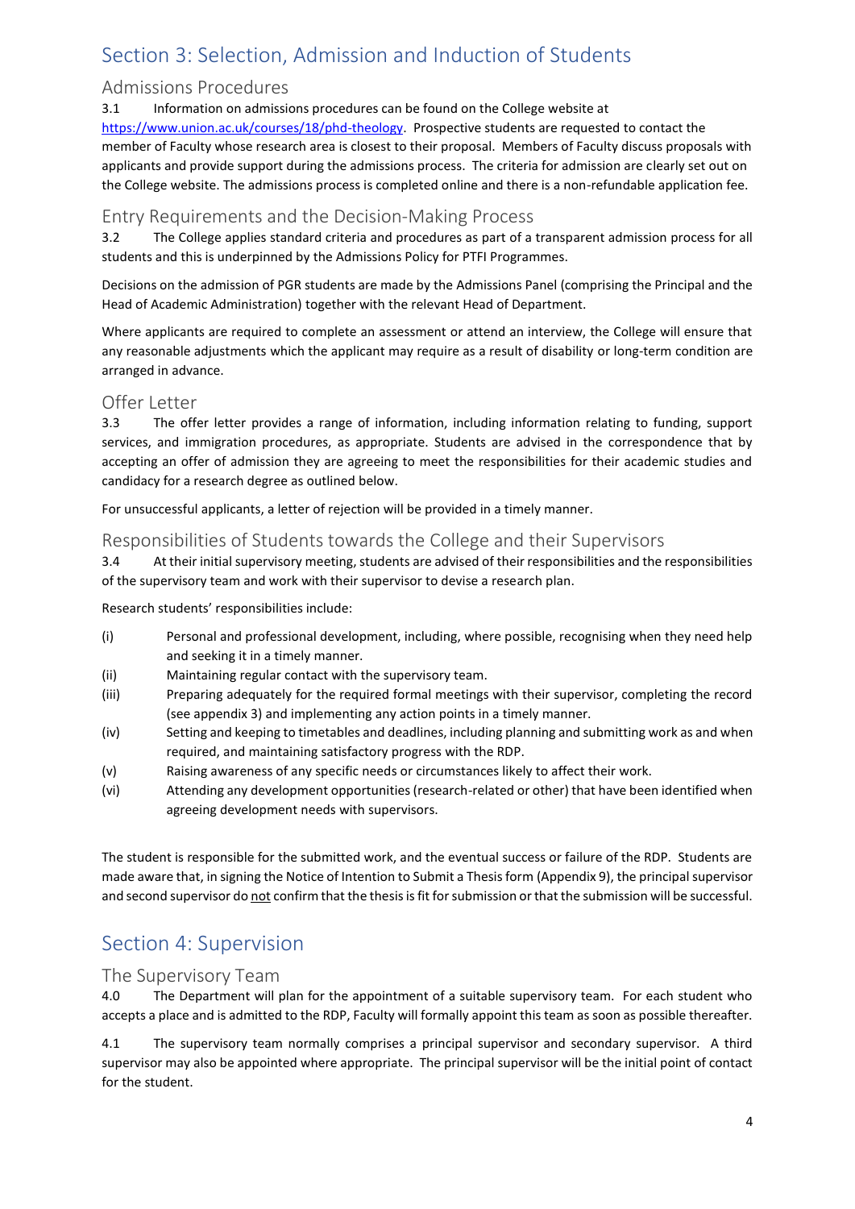# Section 3: Selection, Admission and Induction of Students

## Admissions Procedures

3.1 Information on admissions procedures can be found on the College website at https://www.union.ac.uk/courses/18/phd-theology. Prospective students are requested to contact the member of Faculty whose research area is closest to their proposal. Members of Faculty discuss proposals with applicants and provide support during the admissions process. The criteria for admission are clearly set out on the College website. The admissions process is completed online and there is a non-refundable application fee.

## Entry Requirements and the Decision-Making Process

3.2 The College applies standard criteria and procedures as part of a transparent admission process for all students and this is underpinned by the Admissions Policy for PTFI Programmes.

Decisions on the admission of PGR students are made by the Admissions Panel (comprising the Principal and the Head of Academic Administration) together with the relevant Head of Department.

Where applicants are required to complete an assessment or attend an interview, the College will ensure that any reasonable adjustments which the applicant may require as a result of disability or long-term condition are arranged in advance.

## Offer Letter

3.3 The offer letter provides a range of information, including information relating to funding, support services, and immigration procedures, as appropriate. Students are advised in the correspondence that by accepting an offer of admission they are agreeing to meet the responsibilities for their academic studies and candidacy for a research degree as outlined below.

For unsuccessful applicants, a letter of rejection will be provided in a timely manner.

## Responsibilities of Students towards the College and their Supervisors

3.4 At their initial supervisory meeting, students are advised of their responsibilities and the responsibilities of the supervisory team and work with their supervisor to devise a research plan.

Research students' responsibilities include:

(i) Personal and professional development, including, where possible, recognising when they need help and seeking it in a timely manner.
(ii) Maintaining regular contact with the supervisory team.
(iii) Preparing adequately for the required formal meetings with their supervisor, completing the record (see appendix 3) and implementing any action points in a timely manner.
(iv) Setting and keeping to timetables and deadlines, including planning and submitting work as and when required, and maintaining satisfactory progress with the RDP.
(v) Raising awareness of any specific needs or circumstances likely to affect their work.
(vi) Attending any development opportunities (research-related or other) that have been identified when agreeing development needs with supervisors.

The student is responsible for the submitted work, and the eventual success or failure of the RDP. Students are made aware that, in signing the Notice of Intention to Submit a Thesis form (Appendix 9), the principal supervisor and second supervisor do not confirm that the thesis is fit for submission or that the submission will be successful.

# Section 4: Supervision

## The Supervisory Team

4.0 The Department will plan for the appointment of a suitable supervisory team. For each student who accepts a place and is admitted to the RDP, Faculty will formally appoint this team as soon as possible thereafter.

4.1 The supervisory team normally comprises a principal supervisor and secondary supervisor. A third supervisor may also be appointed where appropriate. The principal supervisor will be the initial point of contact for the student.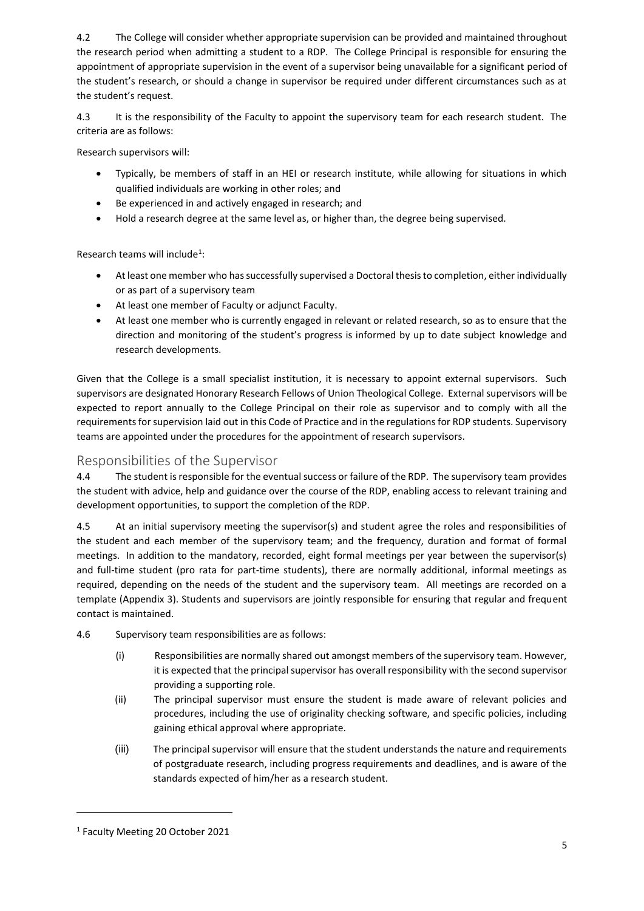4.2 The College will consider whether appropriate supervision can be provided and maintained throughout the research period when admitting a student to a RDP. The College Principal is responsible for ensuring the appointment of appropriate supervision in the event of a supervisor being unavailable for a significant period of the student's research, or should a change in supervisor be required under different circumstances such as at the student's request.

4.3 It is the responsibility of the Faculty to appoint the supervisory team for each research student. The criteria are as follows:

Research supervisors will:

- Typically, be members of staff in an HEI or research institute, while allowing for situations in which qualified individuals are working in other roles; and
- Be experienced in and actively engaged in research; and
- Hold a research degree at the same level as, or higher than, the degree being supervised.

Research teams will include[1]:

- At least one member who has successfully supervised a Doctoral thesis to completion, either individually or as part of a supervisory team
- At least one member of Faculty or adjunct Faculty.
- At least one member who is currently engaged in relevant or related research, so as to ensure that the direction and monitoring of the student's progress is informed by up to date subject knowledge and research developments.

Given that the College is a small specialist institution, it is necessary to appoint external supervisors. Such supervisors are designated Honorary Research Fellows of Union Theological College. External supervisors will be expected to report annually to the College Principal on their role as supervisor and to comply with all the requirements for supervision laid out in this Code of Practice and in the regulations for RDP students. Supervisory teams are appointed under the procedures for the appointment of research supervisors.

## Responsibilities of the Supervisor

4.4 The student is responsible for the eventual success or failure of the RDP. The supervisory team provides the student with advice, help and guidance over the course of the RDP, enabling access to relevant training and development opportunities, to support the completion of the RDP.

4.5 At an initial supervisory meeting the supervisor(s) and student agree the roles and responsibilities of the student and each member of the supervisory team; and the frequency, duration and format of formal meetings. In addition to the mandatory, recorded, eight formal meetings per year between the supervisor(s) and full-time student (pro rata for part-time students), there are normally additional, informal meetings as required, depending on the needs of the student and the supervisory team. All meetings are recorded on a template (Appendix 3). Students and supervisors are jointly responsible for ensuring that regular and frequent contact is maintained.

4.6 Supervisory team responsibilities are as follows:

(i) Responsibilities are normally shared out amongst members of the supervisory team. However, it is expected that the principal supervisor has overall responsibility with the second supervisor providing a supporting role.

(ii) The principal supervisor must ensure the student is made aware of relevant policies and procedures, including the use of originality checking software, and specific policies, including gaining ethical approval where appropriate.

(iii) The principal supervisor will ensure that the student understands the nature and requirements of postgraduate research, including progress requirements and deadlines, and is aware of the standards expected of him/her as a research student.

[1] Faculty Meeting 20 October 2021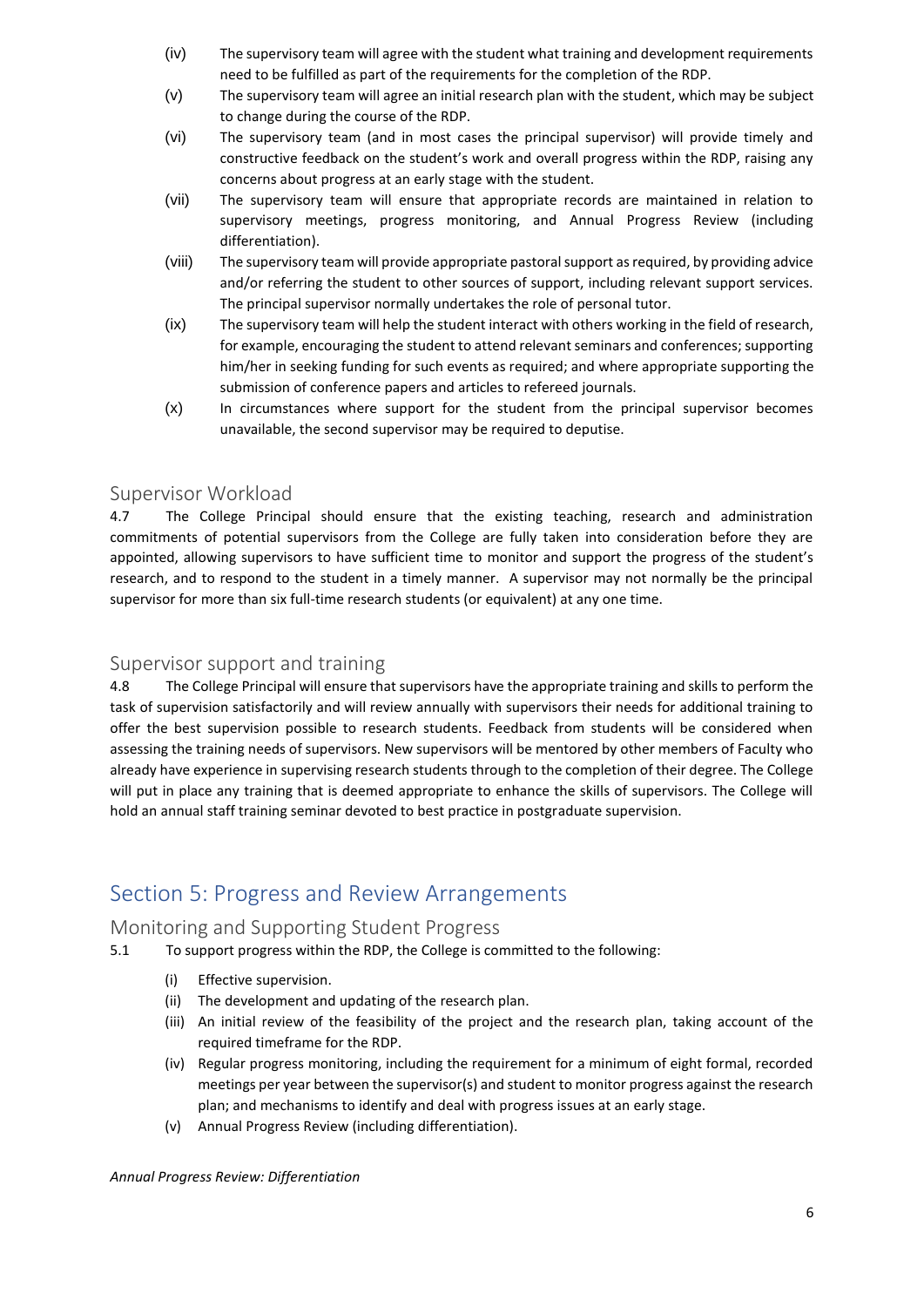(iv) The supervisory team will agree with the student what training and development requirements need to be fulfilled as part of the requirements for the completion of the RDP.

(v) The supervisory team will agree an initial research plan with the student, which may be subject to change during the course of the RDP.

(vi) The supervisory team (and in most cases the principal supervisor) will provide timely and constructive feedback on the student's work and overall progress within the RDP, raising any concerns about progress at an early stage with the student.

(vii) The supervisory team will ensure that appropriate records are maintained in relation to supervisory meetings, progress monitoring, and Annual Progress Review (including differentiation).

(viii) The supervisory team will provide appropriate pastoral support as required, by providing advice and/or referring the student to other sources of support, including relevant support services. The principal supervisor normally undertakes the role of personal tutor.

(ix) The supervisory team will help the student interact with others working in the field of research, for example, encouraging the student to attend relevant seminars and conferences; supporting him/her in seeking funding for such events as required; and where appropriate supporting the submission of conference papers and articles to refereed journals.

(x) In circumstances where support for the student from the principal supervisor becomes unavailable, the second supervisor may be required to deputise.

## Supervisor Workload

4.7 The College Principal should ensure that the existing teaching, research and administration commitments of potential supervisors from the College are fully taken into consideration before they are appointed, allowing supervisors to have sufficient time to monitor and support the progress of the student's research, and to respond to the student in a timely manner. A supervisor may not normally be the principal supervisor for more than six full-time research students (or equivalent) at any one time.

## Supervisor support and training

4.8 The College Principal will ensure that supervisors have the appropriate training and skills to perform the task of supervision satisfactorily and will review annually with supervisors their needs for additional training to offer the best supervision possible to research students. Feedback from students will be considered when assessing the training needs of supervisors. New supervisors will be mentored by other members of Faculty who already have experience in supervising research students through to the completion of their degree. The College will put in place any training that is deemed appropriate to enhance the skills of supervisors. The College will hold an annual staff training seminar devoted to best practice in postgraduate supervision.

# Section 5: Progress and Review Arrangements

## Monitoring and Supporting Student Progress

5.1 To support progress within the RDP, the College is committed to the following:

(i) Effective supervision.

(ii) The development and updating of the research plan.

(iii) An initial review of the feasibility of the project and the research plan, taking account of the required timeframe for the RDP.

(iv) Regular progress monitoring, including the requirement for a minimum of eight formal, recorded meetings per year between the supervisor(s) and student to monitor progress against the research plan; and mechanisms to identify and deal with progress issues at an early stage.

(v) Annual Progress Review (including differentiation).

*Annual Progress Review: Differentiation*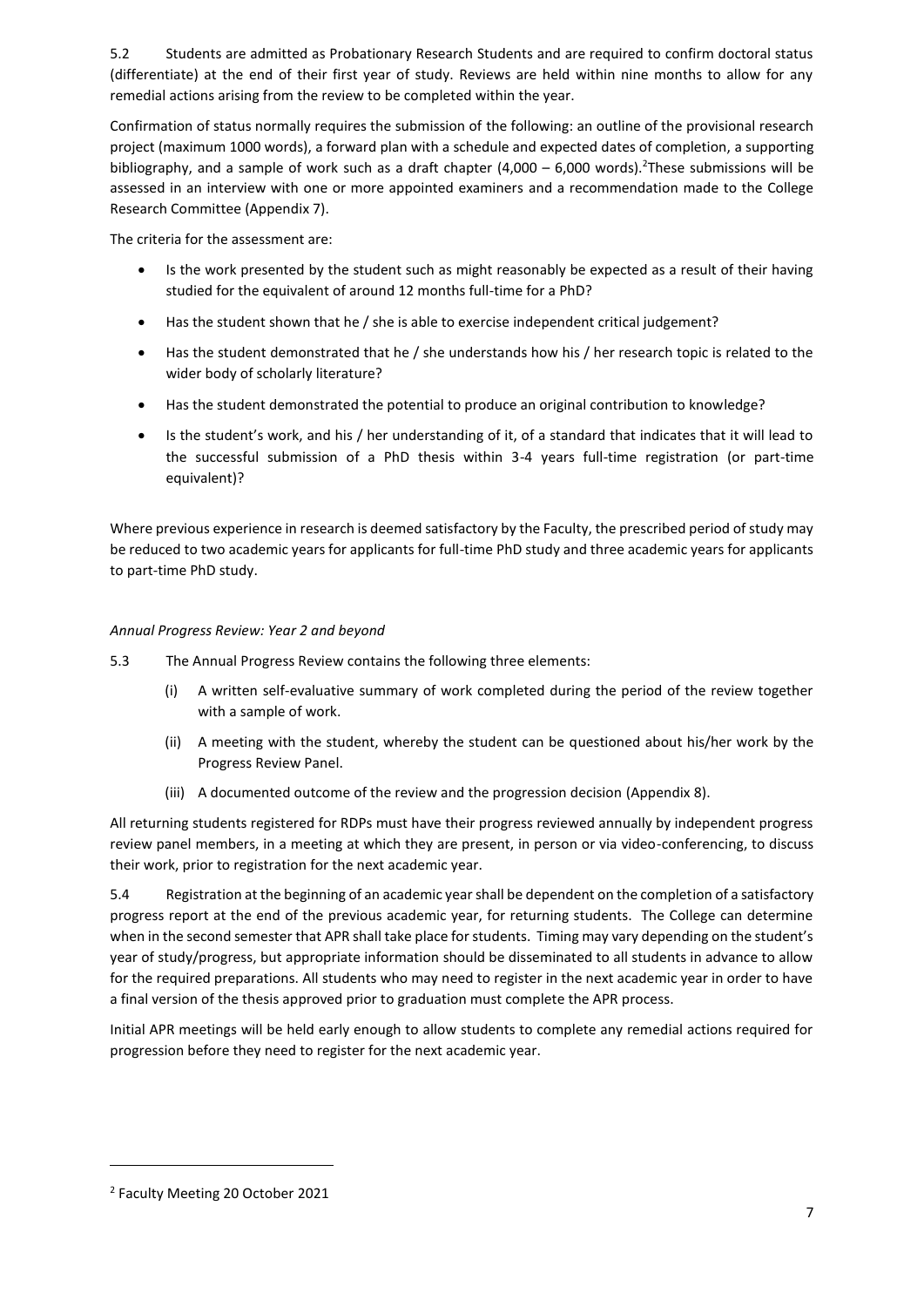5.2 Students are admitted as Probationary Research Students and are required to confirm doctoral status (differentiate) at the end of their first year of study. Reviews are held within nine months to allow for any remedial actions arising from the review to be completed within the year.

Confirmation of status normally requires the submission of the following: an outline of the provisional research project (maximum 1000 words), a forward plan with a schedule and expected dates of completion, a supporting bibliography, and a sample of work such as a draft chapter (4,000 – 6,000 words).[2] These submissions will be assessed in an interview with one or more appointed examiners and a recommendation made to the College Research Committee (Appendix 7).

The criteria for the assessment are:

- Is the work presented by the student such as might reasonably be expected as a result of their having studied for the equivalent of around 12 months full-time for a PhD?
- Has the student shown that he / she is able to exercise independent critical judgement?
- Has the student demonstrated that he / she understands how his / her research topic is related to the wider body of scholarly literature?
- Has the student demonstrated the potential to produce an original contribution to knowledge?
- Is the student's work, and his / her understanding of it, of a standard that indicates that it will lead to the successful submission of a PhD thesis within 3-4 years full-time registration (or part-time equivalent)?

Where previous experience in research is deemed satisfactory by the Faculty, the prescribed period of study may be reduced to two academic years for applicants for full-time PhD study and three academic years for applicants to part-time PhD study.

*Annual Progress Review: Year 2 and beyond*

5.3 The Annual Progress Review contains the following three elements:

(i) A written self-evaluative summary of work completed during the period of the review together with a sample of work.

(ii) A meeting with the student, whereby the student can be questioned about his/her work by the Progress Review Panel.

(iii) A documented outcome of the review and the progression decision (Appendix 8).

All returning students registered for RDPs must have their progress reviewed annually by independent progress review panel members, in a meeting at which they are present, in person or via video-conferencing, to discuss their work, prior to registration for the next academic year.

5.4 Registration at the beginning of an academic year shall be dependent on the completion of a satisfactory progress report at the end of the previous academic year, for returning students. The College can determine when in the second semester that APR shall take place for students. Timing may vary depending on the student's year of study/progress, but appropriate information should be disseminated to all students in advance to allow for the required preparations. All students who may need to register in the next academic year in order to have a final version of the thesis approved prior to graduation must complete the APR process.

Initial APR meetings will be held early enough to allow students to complete any remedial actions required for progression before they need to register for the next academic year.

[2] Faculty Meeting 20 October 2021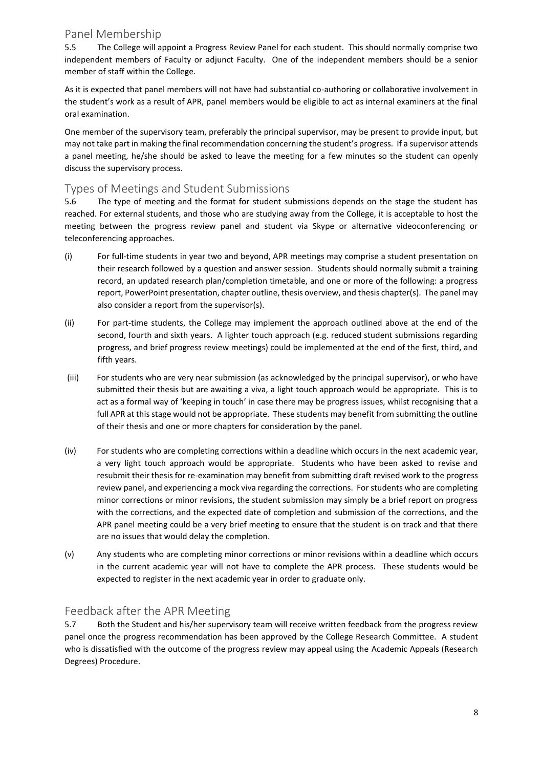## Panel Membership

5.5 The College will appoint a Progress Review Panel for each student. This should normally comprise two independent members of Faculty or adjunct Faculty. One of the independent members should be a senior member of staff within the College.

As it is expected that panel members will not have had substantial co-authoring or collaborative involvement in the student's work as a result of APR, panel members would be eligible to act as internal examiners at the final oral examination.

One member of the supervisory team, preferably the principal supervisor, may be present to provide input, but may not take part in making the final recommendation concerning the student's progress. If a supervisor attends a panel meeting, he/she should be asked to leave the meeting for a few minutes so the student can openly discuss the supervisory process.

## Types of Meetings and Student Submissions

5.6 The type of meeting and the format for student submissions depends on the stage the student has reached. For external students, and those who are studying away from the College, it is acceptable to host the meeting between the progress review panel and student via Skype or alternative videoconferencing or teleconferencing approaches.

(i) For full-time students in year two and beyond, APR meetings may comprise a student presentation on their research followed by a question and answer session. Students should normally submit a training record, an updated research plan/completion timetable, and one or more of the following: a progress report, PowerPoint presentation, chapter outline, thesis overview, and thesis chapter(s). The panel may also consider a report from the supervisor(s).

(ii) For part-time students, the College may implement the approach outlined above at the end of the second, fourth and sixth years. A lighter touch approach (e.g. reduced student submissions regarding progress, and brief progress review meetings) could be implemented at the end of the first, third, and fifth years.

(iii) For students who are very near submission (as acknowledged by the principal supervisor), or who have submitted their thesis but are awaiting a viva, a light touch approach would be appropriate. This is to act as a formal way of 'keeping in touch' in case there may be progress issues, whilst recognising that a full APR at this stage would not be appropriate. These students may benefit from submitting the outline of their thesis and one or more chapters for consideration by the panel.

(iv) For students who are completing corrections within a deadline which occurs in the next academic year, a very light touch approach would be appropriate. Students who have been asked to revise and resubmit their thesis for re-examination may benefit from submitting draft revised work to the progress review panel, and experiencing a mock viva regarding the corrections. For students who are completing minor corrections or minor revisions, the student submission may simply be a brief report on progress with the corrections, and the expected date of completion and submission of the corrections, and the APR panel meeting could be a very brief meeting to ensure that the student is on track and that there are no issues that would delay the completion.

(v) Any students who are completing minor corrections or minor revisions within a deadline which occurs in the current academic year will not have to complete the APR process. These students would be expected to register in the next academic year in order to graduate only.

## Feedback after the APR Meeting

5.7 Both the Student and his/her supervisory team will receive written feedback from the progress review panel once the progress recommendation has been approved by the College Research Committee. A student who is dissatisfied with the outcome of the progress review may appeal using the Academic Appeals (Research Degrees) Procedure.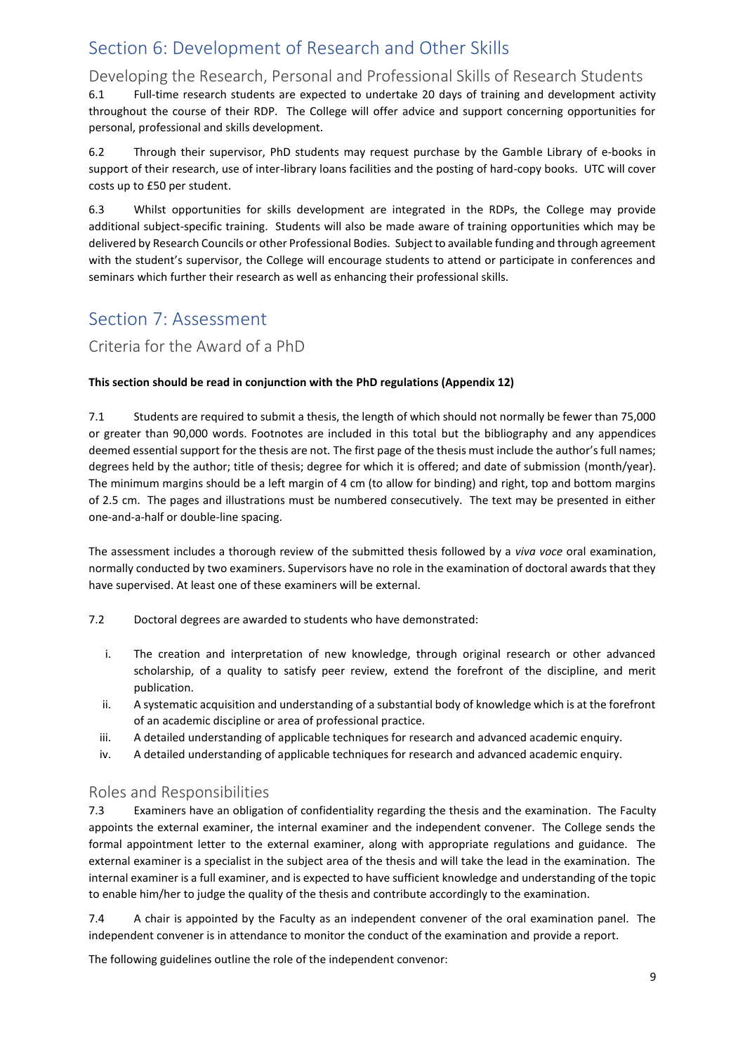# Section 6: Development of Research and Other Skills

## Developing the Research, Personal and Professional Skills of Research Students

6.1 Full-time research students are expected to undertake 20 days of training and development activity throughout the course of their RDP. The College will offer advice and support concerning opportunities for personal, professional and skills development.

6.2 Through their supervisor, PhD students may request purchase by the Gamble Library of e-books in support of their research, use of inter-library loans facilities and the posting of hard-copy books. UTC will cover costs up to £50 per student.

6.3 Whilst opportunities for skills development are integrated in the RDPs, the College may provide additional subject-specific training. Students will also be made aware of training opportunities which may be delivered by Research Councils or other Professional Bodies. Subject to available funding and through agreement with the student's supervisor, the College will encourage students to attend or participate in conferences and seminars which further their research as well as enhancing their professional skills.

# Section 7: Assessment

## Criteria for the Award of a PhD

**This section should be read in conjunction with the PhD regulations (Appendix 12)**

7.1 Students are required to submit a thesis, the length of which should not normally be fewer than 75,000 or greater than 90,000 words. Footnotes are included in this total but the bibliography and any appendices deemed essential support for the thesis are not. The first page of the thesis must include the author's full names; degrees held by the author; title of thesis; degree for which it is offered; and date of submission (month/year). The minimum margins should be a left margin of 4 cm (to allow for binding) and right, top and bottom margins of 2.5 cm. The pages and illustrations must be numbered consecutively. The text may be presented in either one-and-a-half or double-line spacing.

The assessment includes a thorough review of the submitted thesis followed by a *viva voce* oral examination, normally conducted by two examiners. Supervisors have no role in the examination of doctoral awards that they have supervised. At least one of these examiners will be external.

7.2 Doctoral degrees are awarded to students who have demonstrated:

i. The creation and interpretation of new knowledge, through original research or other advanced scholarship, of a quality to satisfy peer review, extend the forefront of the discipline, and merit publication.
ii. A systematic acquisition and understanding of a substantial body of knowledge which is at the forefront of an academic discipline or area of professional practice.
iii. A detailed understanding of applicable techniques for research and advanced academic enquiry.
iv. A detailed understanding of applicable techniques for research and advanced academic enquiry.

## Roles and Responsibilities

7.3 Examiners have an obligation of confidentiality regarding the thesis and the examination. The Faculty appoints the external examiner, the internal examiner and the independent convener. The College sends the formal appointment letter to the external examiner, along with appropriate regulations and guidance. The external examiner is a specialist in the subject area of the thesis and will take the lead in the examination. The internal examiner is a full examiner, and is expected to have sufficient knowledge and understanding of the topic to enable him/her to judge the quality of the thesis and contribute accordingly to the examination.

7.4 A chair is appointed by the Faculty as an independent convener of the oral examination panel. The independent convener is in attendance to monitor the conduct of the examination and provide a report.

The following guidelines outline the role of the independent convenor: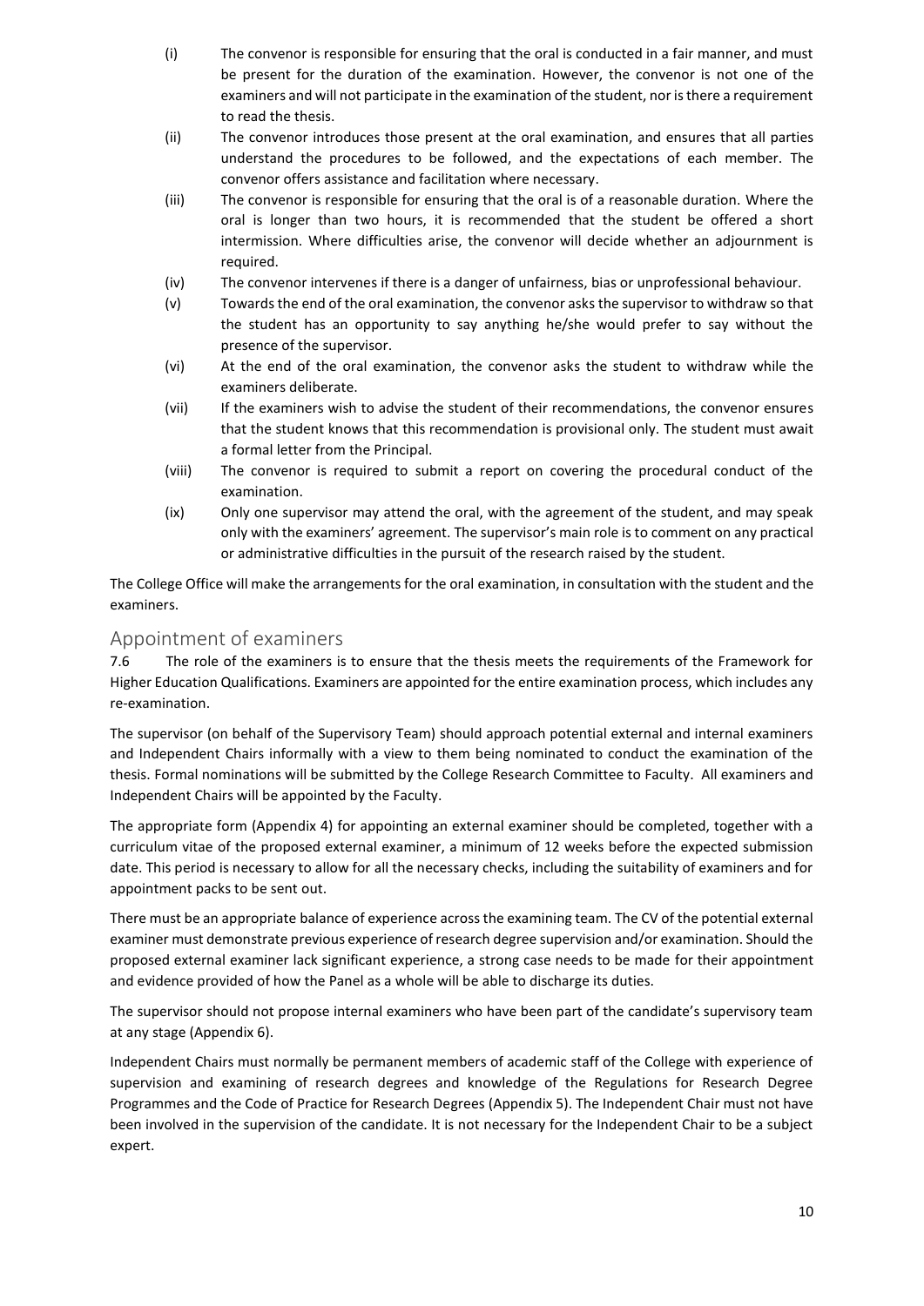(i) The convenor is responsible for ensuring that the oral is conducted in a fair manner, and must be present for the duration of the examination. However, the convenor is not one of the examiners and will not participate in the examination of the student, nor is there a requirement to read the thesis.

(ii) The convenor introduces those present at the oral examination, and ensures that all parties understand the procedures to be followed, and the expectations of each member. The convenor offers assistance and facilitation where necessary.

(iii) The convenor is responsible for ensuring that the oral is of a reasonable duration. Where the oral is longer than two hours, it is recommended that the student be offered a short intermission. Where difficulties arise, the convenor will decide whether an adjournment is required.

(iv) The convenor intervenes if there is a danger of unfairness, bias or unprofessional behaviour.

(v) Towards the end of the oral examination, the convenor asks the supervisor to withdraw so that the student has an opportunity to say anything he/she would prefer to say without the presence of the supervisor.

(vi) At the end of the oral examination, the convenor asks the student to withdraw while the examiners deliberate.

(vii) If the examiners wish to advise the student of their recommendations, the convenor ensures that the student knows that this recommendation is provisional only. The student must await a formal letter from the Principal.

(viii) The convenor is required to submit a report on covering the procedural conduct of the examination.

(ix) Only one supervisor may attend the oral, with the agreement of the student, and may speak only with the examiners' agreement. The supervisor's main role is to comment on any practical or administrative difficulties in the pursuit of the research raised by the student.

The College Office will make the arrangements for the oral examination, in consultation with the student and the examiners.

## Appointment of examiners

7.6 The role of the examiners is to ensure that the thesis meets the requirements of the Framework for Higher Education Qualifications. Examiners are appointed for the entire examination process, which includes any re-examination.

The supervisor (on behalf of the Supervisory Team) should approach potential external and internal examiners and Independent Chairs informally with a view to them being nominated to conduct the examination of the thesis. Formal nominations will be submitted by the College Research Committee to Faculty. All examiners and Independent Chairs will be appointed by the Faculty.

The appropriate form (Appendix 4) for appointing an external examiner should be completed, together with a curriculum vitae of the proposed external examiner, a minimum of 12 weeks before the expected submission date. This period is necessary to allow for all the necessary checks, including the suitability of examiners and for appointment packs to be sent out.

There must be an appropriate balance of experience across the examining team. The CV of the potential external examiner must demonstrate previous experience of research degree supervision and/or examination. Should the proposed external examiner lack significant experience, a strong case needs to be made for their appointment and evidence provided of how the Panel as a whole will be able to discharge its duties.

The supervisor should not propose internal examiners who have been part of the candidate's supervisory team at any stage (Appendix 6).

Independent Chairs must normally be permanent members of academic staff of the College with experience of supervision and examining of research degrees and knowledge of the Regulations for Research Degree Programmes and the Code of Practice for Research Degrees (Appendix 5). The Independent Chair must not have been involved in the supervision of the candidate. It is not necessary for the Independent Chair to be a subject expert.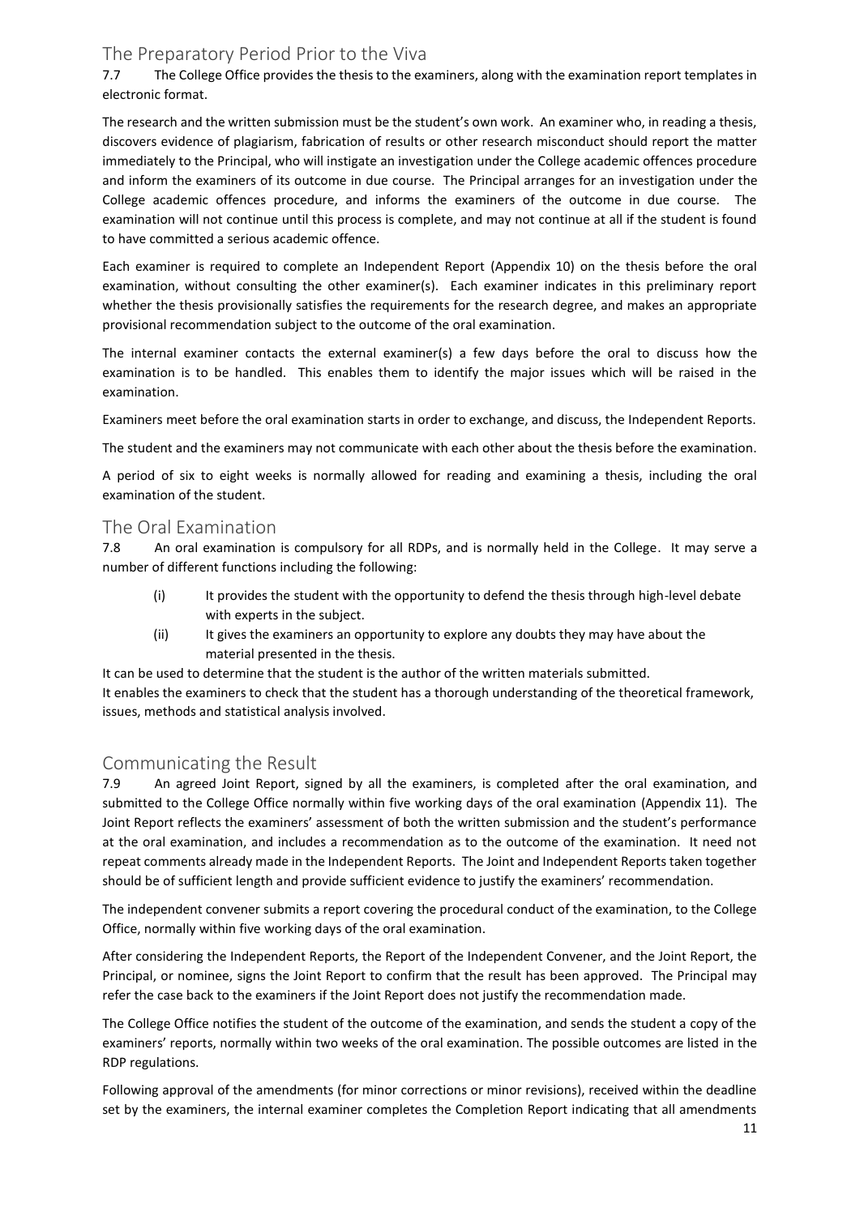## The Preparatory Period Prior to the Viva

7.7 The College Office provides the thesis to the examiners, along with the examination report templates in electronic format.

The research and the written submission must be the student's own work. An examiner who, in reading a thesis, discovers evidence of plagiarism, fabrication of results or other research misconduct should report the matter immediately to the Principal, who will instigate an investigation under the College academic offences procedure and inform the examiners of its outcome in due course. The Principal arranges for an investigation under the College academic offences procedure, and informs the examiners of the outcome in due course. The examination will not continue until this process is complete, and may not continue at all if the student is found to have committed a serious academic offence.

Each examiner is required to complete an Independent Report (Appendix 10) on the thesis before the oral examination, without consulting the other examiner(s). Each examiner indicates in this preliminary report whether the thesis provisionally satisfies the requirements for the research degree, and makes an appropriate provisional recommendation subject to the outcome of the oral examination.

The internal examiner contacts the external examiner(s) a few days before the oral to discuss how the examination is to be handled. This enables them to identify the major issues which will be raised in the examination.

Examiners meet before the oral examination starts in order to exchange, and discuss, the Independent Reports.

The student and the examiners may not communicate with each other about the thesis before the examination.

A period of six to eight weeks is normally allowed for reading and examining a thesis, including the oral examination of the student.

## The Oral Examination

7.8 An oral examination is compulsory for all RDPs, and is normally held in the College. It may serve a number of different functions including the following:

- (i) It provides the student with the opportunity to defend the thesis through high-level debate with experts in the subject.
- (ii) It gives the examiners an opportunity to explore any doubts they may have about the material presented in the thesis.

It can be used to determine that the student is the author of the written materials submitted.

It enables the examiners to check that the student has a thorough understanding of the theoretical framework, issues, methods and statistical analysis involved.

## Communicating the Result

7.9 An agreed Joint Report, signed by all the examiners, is completed after the oral examination, and submitted to the College Office normally within five working days of the oral examination (Appendix 11). The Joint Report reflects the examiners' assessment of both the written submission and the student's performance at the oral examination, and includes a recommendation as to the outcome of the examination. It need not repeat comments already made in the Independent Reports. The Joint and Independent Reports taken together should be of sufficient length and provide sufficient evidence to justify the examiners' recommendation.

The independent convener submits a report covering the procedural conduct of the examination, to the College Office, normally within five working days of the oral examination.

After considering the Independent Reports, the Report of the Independent Convener, and the Joint Report, the Principal, or nominee, signs the Joint Report to confirm that the result has been approved. The Principal may refer the case back to the examiners if the Joint Report does not justify the recommendation made.

The College Office notifies the student of the outcome of the examination, and sends the student a copy of the examiners' reports, normally within two weeks of the oral examination. The possible outcomes are listed in the RDP regulations.

Following approval of the amendments (for minor corrections or minor revisions), received within the deadline set by the examiners, the internal examiner completes the Completion Report indicating that all amendments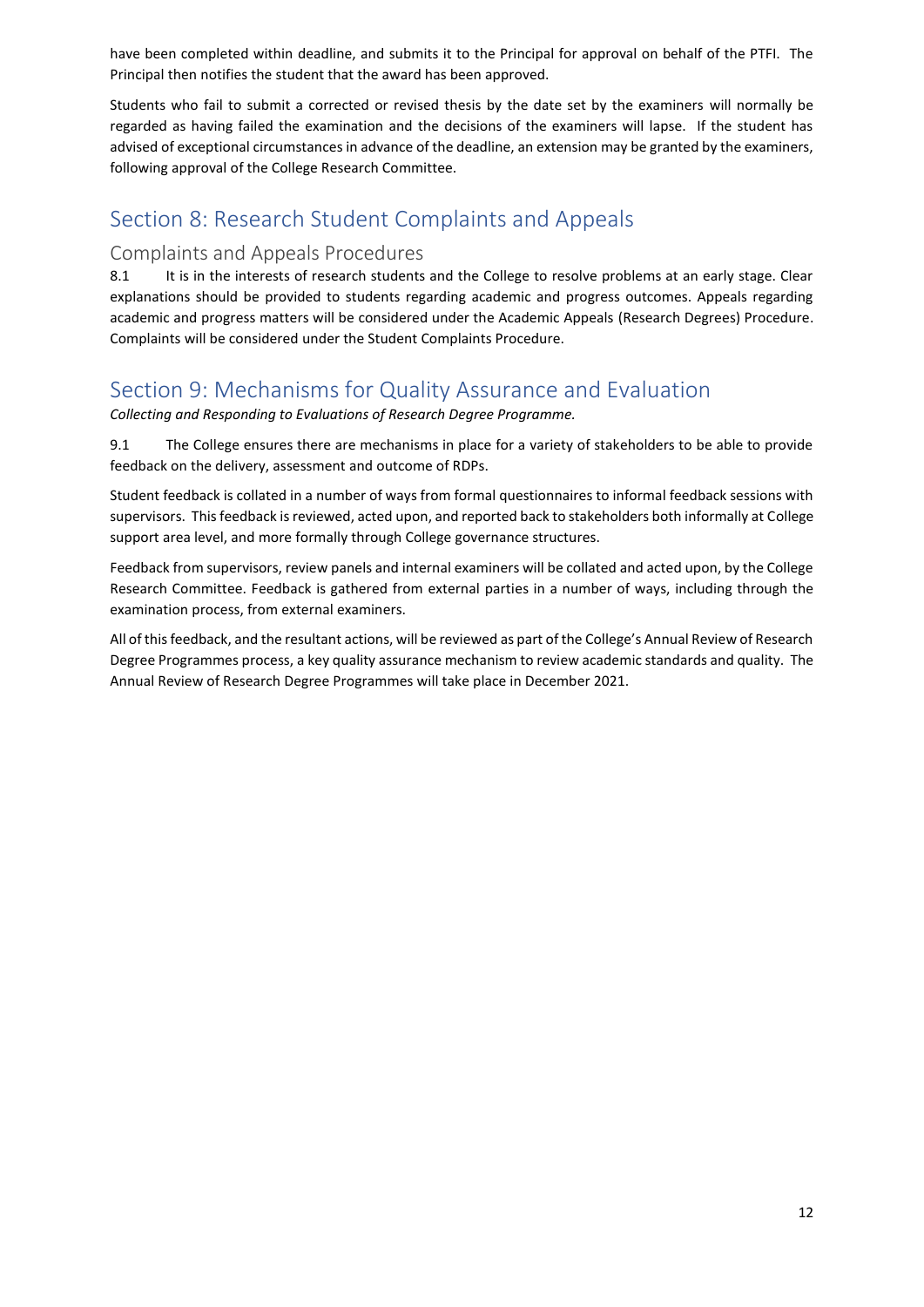have been completed within deadline, and submits it to the Principal for approval on behalf of the PTFI. The Principal then notifies the student that the award has been approved.

Students who fail to submit a corrected or revised thesis by the date set by the examiners will normally be regarded as having failed the examination and the decisions of the examiners will lapse. If the student has advised of exceptional circumstances in advance of the deadline, an extension may be granted by the examiners, following approval of the College Research Committee.

# Section 8: Research Student Complaints and Appeals

## Complaints and Appeals Procedures

8.1 It is in the interests of research students and the College to resolve problems at an early stage. Clear explanations should be provided to students regarding academic and progress outcomes. Appeals regarding academic and progress matters will be considered under the Academic Appeals (Research Degrees) Procedure. Complaints will be considered under the Student Complaints Procedure.

# Section 9: Mechanisms for Quality Assurance and Evaluation

*Collecting and Responding to Evaluations of Research Degree Programme.*

9.1 The College ensures there are mechanisms in place for a variety of stakeholders to be able to provide feedback on the delivery, assessment and outcome of RDPs.

Student feedback is collated in a number of ways from formal questionnaires to informal feedback sessions with supervisors. This feedback is reviewed, acted upon, and reported back to stakeholders both informally at College support area level, and more formally through College governance structures.

Feedback from supervisors, review panels and internal examiners will be collated and acted upon, by the College Research Committee. Feedback is gathered from external parties in a number of ways, including through the examination process, from external examiners.

All of this feedback, and the resultant actions, will be reviewed as part of the College's Annual Review of Research Degree Programmes process, a key quality assurance mechanism to review academic standards and quality. The Annual Review of Research Degree Programmes will take place in December 2021.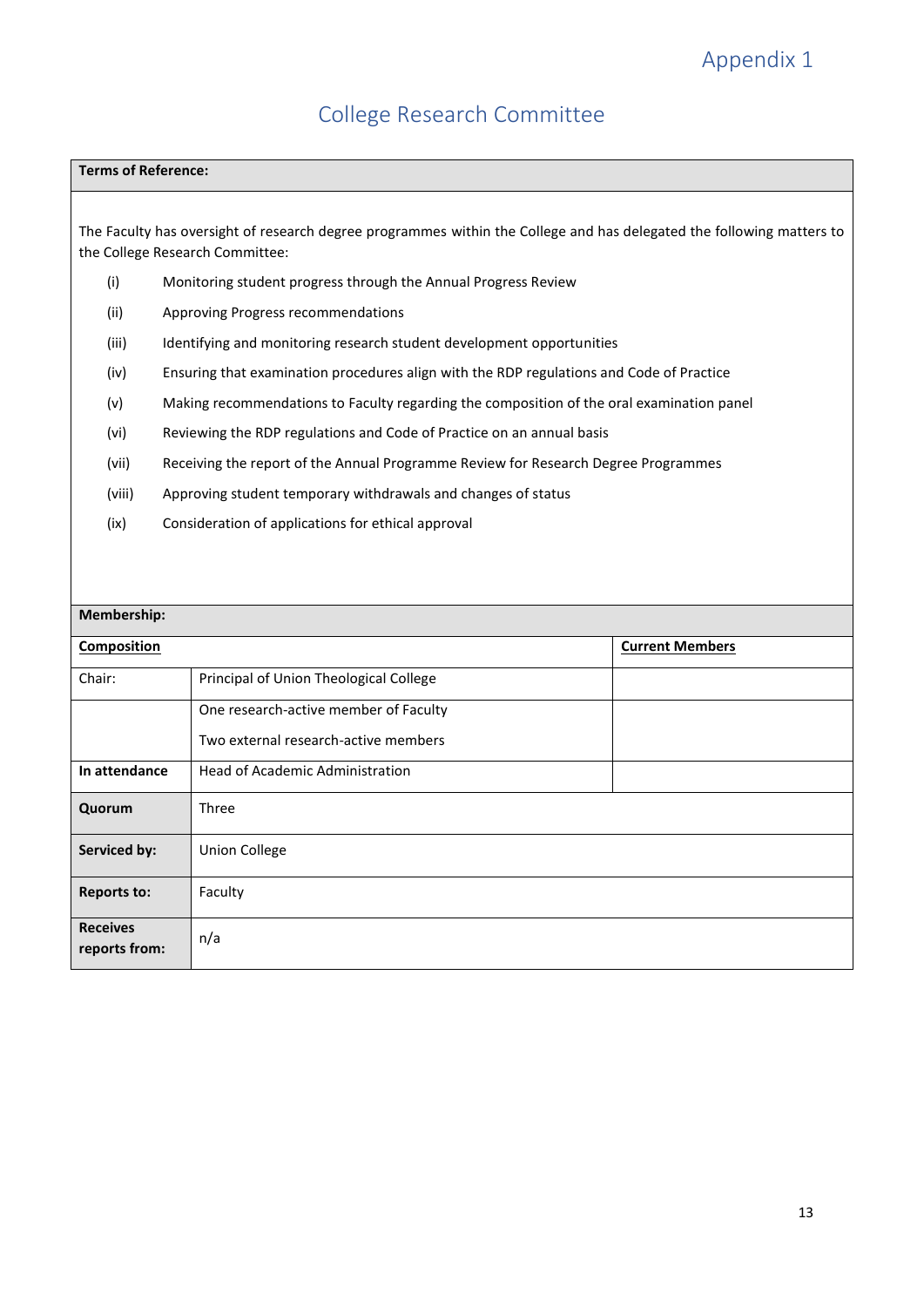Appendix 1

# College Research Committee

| Terms of Reference: |
|---|

The Faculty has oversight of research degree programmes within the College and has delegated the following matters to the College Research Committee:

(i) Monitoring student progress through the Annual Progress Review

(ii) Approving Progress recommendations

(iii) Identifying and monitoring research student development opportunities

(iv) Ensuring that examination procedures align with the RDP regulations and Code of Practice

(v) Making recommendations to Faculty regarding the composition of the oral examination panel

(vi) Reviewing the RDP regulations and Code of Practice on an annual basis

(vii) Receiving the report of the Annual Programme Review for Research Degree Programmes

(viii) Approving student temporary withdrawals and changes of status

(ix) Consideration of applications for ethical approval

| **Membership:** | | |
|---|---|---|
| **Composition** | | **Current Members** |
| Chair: | Principal of Union Theological College | |
| | One research-active member of Faculty<br>Two external research-active members | |
| **In attendance** | Head of Academic Administration | |
| **Quorum** | Three | |
| **Serviced by:** | Union College | |
| **Reports to:** | Faculty | |
| **Receives reports from:** | n/a | |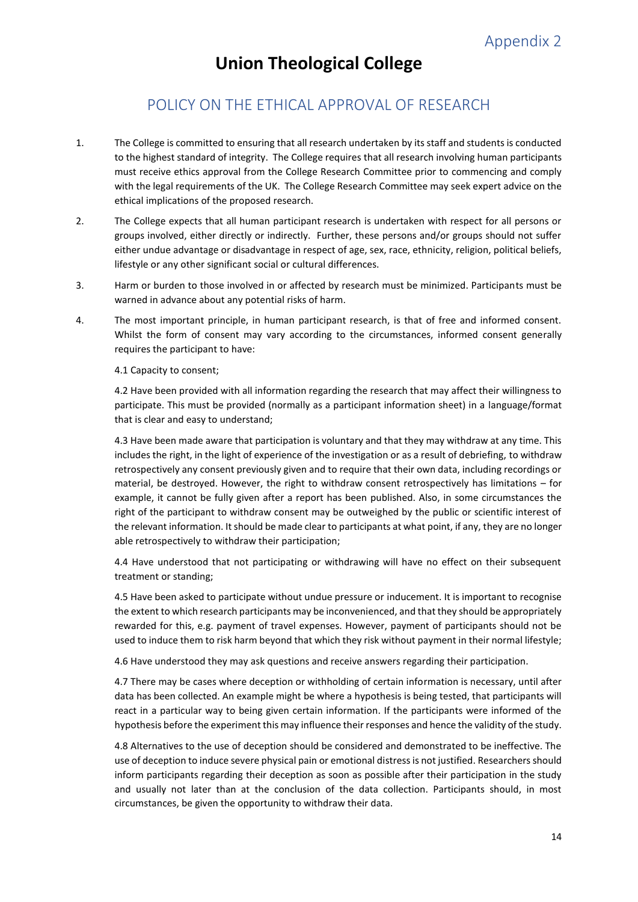Appendix 2

# Union Theological College

## POLICY ON THE ETHICAL APPROVAL OF RESEARCH

1. The College is committed to ensuring that all research undertaken by its staff and students is conducted to the highest standard of integrity. The College requires that all research involving human participants must receive ethics approval from the College Research Committee prior to commencing and comply with the legal requirements of the UK. The College Research Committee may seek expert advice on the ethical implications of the proposed research.

2. The College expects that all human participant research is undertaken with respect for all persons or groups involved, either directly or indirectly. Further, these persons and/or groups should not suffer either undue advantage or disadvantage in respect of age, sex, race, ethnicity, religion, political beliefs, lifestyle or any other significant social or cultural differences.

3. Harm or burden to those involved in or affected by research must be minimized. Participants must be warned in advance about any potential risks of harm.

4. The most important principle, in human participant research, is that of free and informed consent. Whilst the form of consent may vary according to the circumstances, informed consent generally requires the participant to have:

   4.1 Capacity to consent;

   4.2 Have been provided with all information regarding the research that may affect their willingness to participate. This must be provided (normally as a participant information sheet) in a language/format that is clear and easy to understand;

   4.3 Have been made aware that participation is voluntary and that they may withdraw at any time. This includes the right, in the light of experience of the investigation or as a result of debriefing, to withdraw retrospectively any consent previously given and to require that their own data, including recordings or material, be destroyed. However, the right to withdraw consent retrospectively has limitations – for example, it cannot be fully given after a report has been published. Also, in some circumstances the right of the participant to withdraw consent may be outweighed by the public or scientific interest of the relevant information. It should be made clear to participants at what point, if any, they are no longer able retrospectively to withdraw their participation;

   4.4 Have understood that not participating or withdrawing will have no effect on their subsequent treatment or standing;

   4.5 Have been asked to participate without undue pressure or inducement. It is important to recognise the extent to which research participants may be inconvenienced, and that they should be appropriately rewarded for this, e.g. payment of travel expenses. However, payment of participants should not be used to induce them to risk harm beyond that which they risk without payment in their normal lifestyle;

   4.6 Have understood they may ask questions and receive answers regarding their participation.

   4.7 There may be cases where deception or withholding of certain information is necessary, until after data has been collected. An example might be where a hypothesis is being tested, that participants will react in a particular way to being given certain information. If the participants were informed of the hypothesis before the experiment this may influence their responses and hence the validity of the study.

   4.8 Alternatives to the use of deception should be considered and demonstrated to be ineffective. The use of deception to induce severe physical pain or emotional distress is not justified. Researchers should inform participants regarding their deception as soon as possible after their participation in the study and usually not later than at the conclusion of the data collection. Participants should, in most circumstances, be given the opportunity to withdraw their data.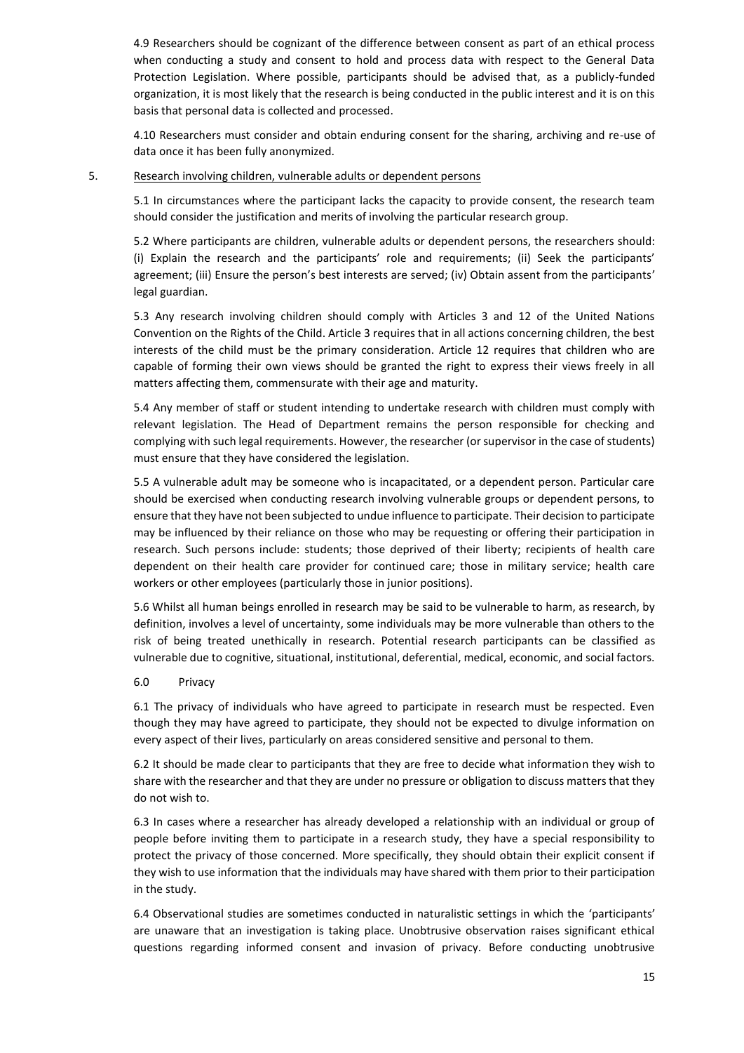4.9 Researchers should be cognizant of the difference between consent as part of an ethical process when conducting a study and consent to hold and process data with respect to the General Data Protection Legislation. Where possible, participants should be advised that, as a publicly-funded organization, it is most likely that the research is being conducted in the public interest and it is on this basis that personal data is collected and processed.

4.10 Researchers must consider and obtain enduring consent for the sharing, archiving and re-use of data once it has been fully anonymized.

## 5. Research involving children, vulnerable adults or dependent persons

5.1 In circumstances where the participant lacks the capacity to provide consent, the research team should consider the justification and merits of involving the particular research group.

5.2 Where participants are children, vulnerable adults or dependent persons, the researchers should: (i) Explain the research and the participants' role and requirements; (ii) Seek the participants' agreement; (iii) Ensure the person's best interests are served; (iv) Obtain assent from the participants' legal guardian.

5.3 Any research involving children should comply with Articles 3 and 12 of the United Nations Convention on the Rights of the Child. Article 3 requires that in all actions concerning children, the best interests of the child must be the primary consideration. Article 12 requires that children who are capable of forming their own views should be granted the right to express their views freely in all matters affecting them, commensurate with their age and maturity.

5.4 Any member of staff or student intending to undertake research with children must comply with relevant legislation. The Head of Department remains the person responsible for checking and complying with such legal requirements. However, the researcher (or supervisor in the case of students) must ensure that they have considered the legislation.

5.5 A vulnerable adult may be someone who is incapacitated, or a dependent person. Particular care should be exercised when conducting research involving vulnerable groups or dependent persons, to ensure that they have not been subjected to undue influence to participate. Their decision to participate may be influenced by their reliance on those who may be requesting or offering their participation in research. Such persons include: students; those deprived of their liberty; recipients of health care dependent on their health care provider for continued care; those in military service; health care workers or other employees (particularly those in junior positions).

5.6 Whilst all human beings enrolled in research may be said to be vulnerable to harm, as research, by definition, involves a level of uncertainty, some individuals may be more vulnerable than others to the risk of being treated unethically in research. Potential research participants can be classified as vulnerable due to cognitive, situational, institutional, deferential, medical, economic, and social factors.

## 6.0 Privacy

6.1 The privacy of individuals who have agreed to participate in research must be respected. Even though they may have agreed to participate, they should not be expected to divulge information on every aspect of their lives, particularly on areas considered sensitive and personal to them.

6.2 It should be made clear to participants that they are free to decide what information they wish to share with the researcher and that they are under no pressure or obligation to discuss matters that they do not wish to.

6.3 In cases where a researcher has already developed a relationship with an individual or group of people before inviting them to participate in a research study, they have a special responsibility to protect the privacy of those concerned. More specifically, they should obtain their explicit consent if they wish to use information that the individuals may have shared with them prior to their participation in the study.

6.4 Observational studies are sometimes conducted in naturalistic settings in which the 'participants' are unaware that an investigation is taking place. Unobtrusive observation raises significant ethical questions regarding informed consent and invasion of privacy. Before conducting unobtrusive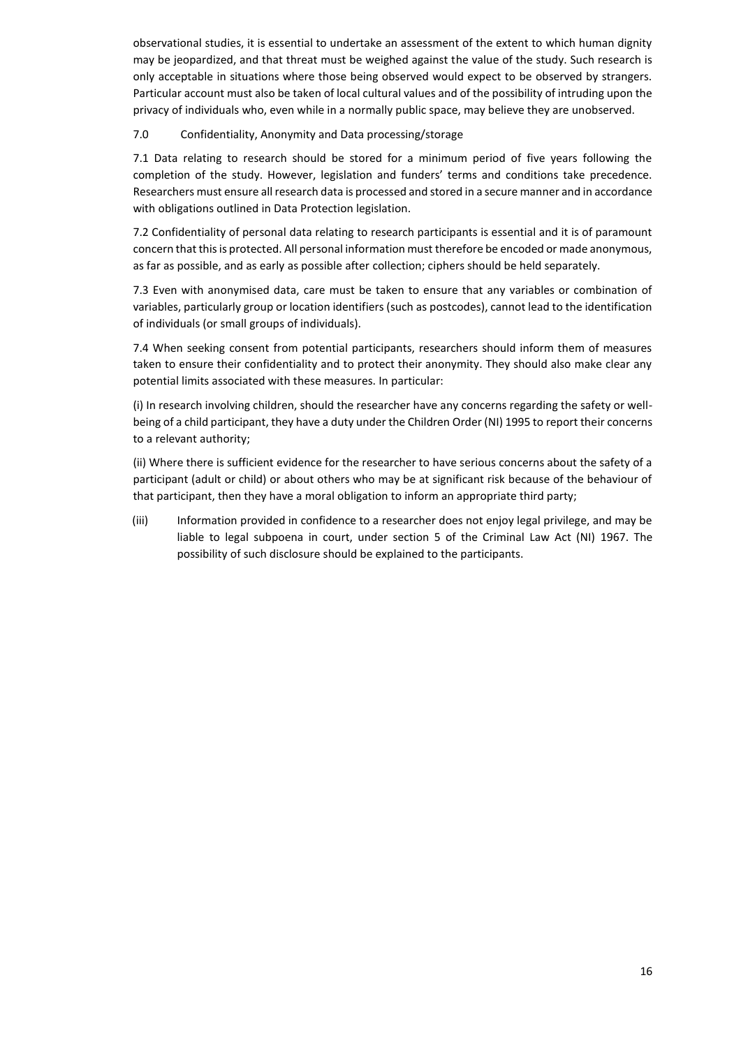observational studies, it is essential to undertake an assessment of the extent to which human dignity may be jeopardized, and that threat must be weighed against the value of the study. Such research is only acceptable in situations where those being observed would expect to be observed by strangers. Particular account must also be taken of local cultural values and of the possibility of intruding upon the privacy of individuals who, even while in a normally public space, may believe they are unobserved.

## 7.0 Confidentiality, Anonymity and Data processing/storage

7.1 Data relating to research should be stored for a minimum period of five years following the completion of the study. However, legislation and funders' terms and conditions take precedence. Researchers must ensure all research data is processed and stored in a secure manner and in accordance with obligations outlined in Data Protection legislation.

7.2 Confidentiality of personal data relating to research participants is essential and it is of paramount concern that this is protected. All personal information must therefore be encoded or made anonymous, as far as possible, and as early as possible after collection; ciphers should be held separately.

7.3 Even with anonymised data, care must be taken to ensure that any variables or combination of variables, particularly group or location identifiers (such as postcodes), cannot lead to the identification of individuals (or small groups of individuals).

7.4 When seeking consent from potential participants, researchers should inform them of measures taken to ensure their confidentiality and to protect their anonymity. They should also make clear any potential limits associated with these measures. In particular:

(i) In research involving children, should the researcher have any concerns regarding the safety or well-being of a child participant, they have a duty under the Children Order (NI) 1995 to report their concerns to a relevant authority;

(ii) Where there is sufficient evidence for the researcher to have serious concerns about the safety of a participant (adult or child) or about others who may be at significant risk because of the behaviour of that participant, then they have a moral obligation to inform an appropriate third party;

(iii) Information provided in confidence to a researcher does not enjoy legal privilege, and may be liable to legal subpoena in court, under section 5 of the Criminal Law Act (NI) 1967. The possibility of such disclosure should be explained to the participants.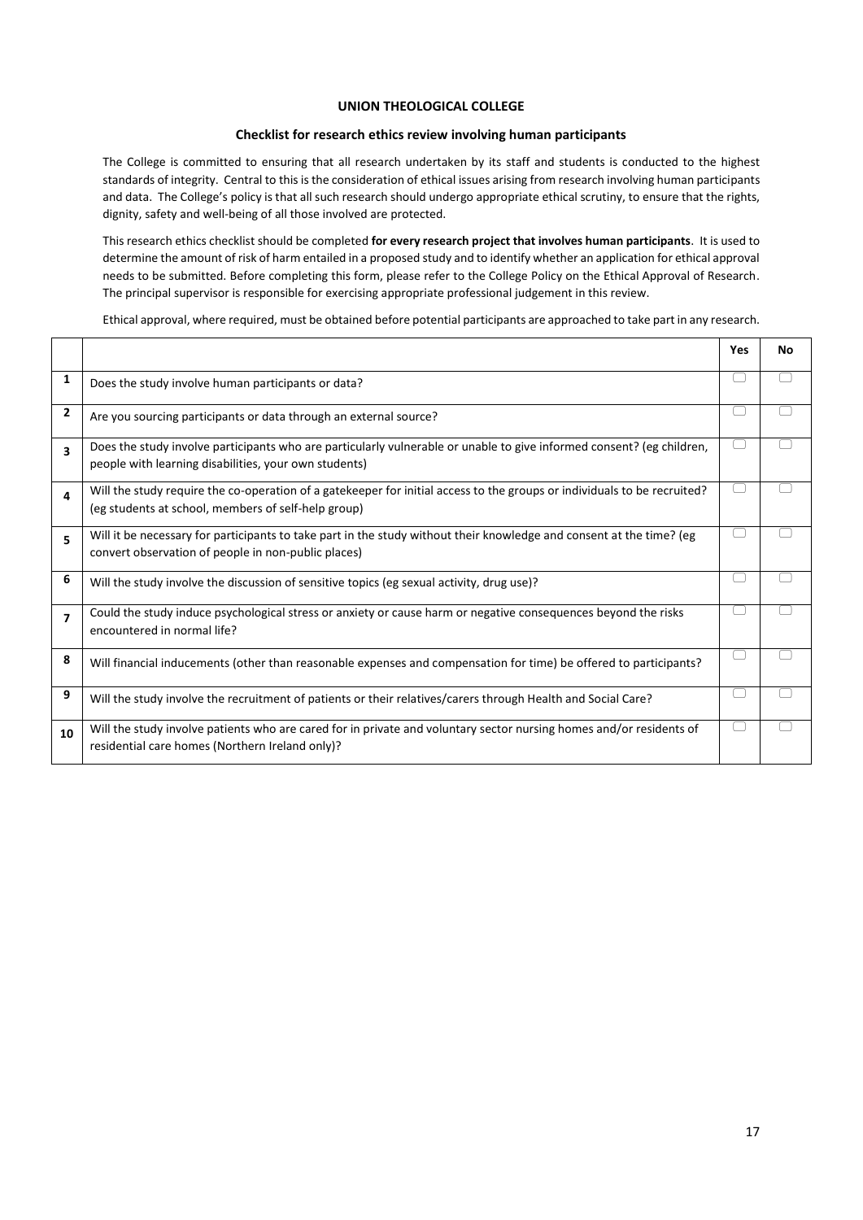**UNION THEOLOGICAL COLLEGE**

**Checklist for research ethics review involving human participants**

The College is committed to ensuring that all research undertaken by its staff and students is conducted to the highest standards of integrity. Central to this is the consideration of ethical issues arising from research involving human participants and data. The College's policy is that all such research should undergo appropriate ethical scrutiny, to ensure that the rights, dignity, safety and well-being of all those involved are protected.

This research ethics checklist should be completed **for every research project that involves human participants**. It is used to determine the amount of risk of harm entailed in a proposed study and to identify whether an application for ethical approval needs to be submitted. Before completing this form, please refer to the College Policy on the Ethical Approval of Research. The principal supervisor is responsible for exercising appropriate professional judgement in this review.

Ethical approval, where required, must be obtained before potential participants are approached to take part in any research.

| | | Yes | No |
|---|---|---|---|
| 1 | Does the study involve human participants or data? | ☐ | ☐ |
| 2 | Are you sourcing participants or data through an external source? | ☐ | ☐ |
| 3 | Does the study involve participants who are particularly vulnerable or unable to give informed consent? (eg children, people with learning disabilities, your own students) | ☐ | ☐ |
| 4 | Will the study require the co-operation of a gatekeeper for initial access to the groups or individuals to be recruited? (eg students at school, members of self-help group) | ☐ | ☐ |
| 5 | Will it be necessary for participants to take part in the study without their knowledge and consent at the time? (eg convert observation of people in non-public places) | ☐ | ☐ |
| 6 | Will the study involve the discussion of sensitive topics (eg sexual activity, drug use)? | ☐ | ☐ |
| 7 | Could the study induce psychological stress or anxiety or cause harm or negative consequences beyond the risks encountered in normal life? | ☐ | ☐ |
| 8 | Will financial inducements (other than reasonable expenses and compensation for time) be offered to participants? | ☐ | ☐ |
| 9 | Will the study involve the recruitment of patients or their relatives/carers through Health and Social Care? | ☐ | ☐ |
| 10 | Will the study involve patients who are cared for in private and voluntary sector nursing homes and/or residents of residential care homes (Northern Ireland only)? | ☐ | ☐ |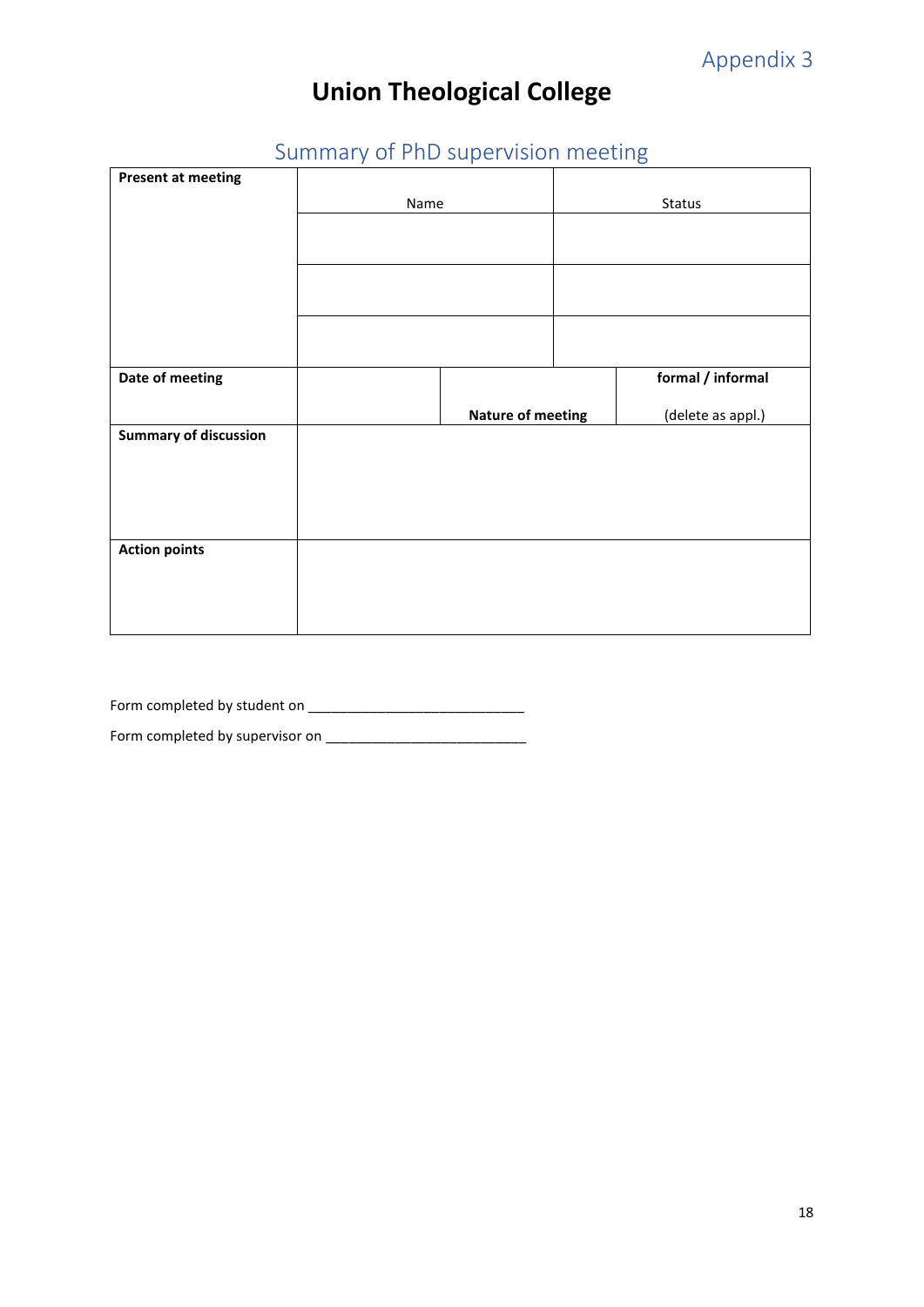Appendix 3

# Union Theological College

## Summary of PhD supervision meeting

| **Present at meeting** | Name | | Status |
|---|---|---|---|
| | | | |
| | | | |
| | | | |
| **Date of meeting** | | **Nature of meeting** | **formal / informal** (delete as appl.) |
| **Summary of discussion** | | | |
| **Action points** | | | |

Form completed by student on ____________________________

Form completed by supervisor on __________________________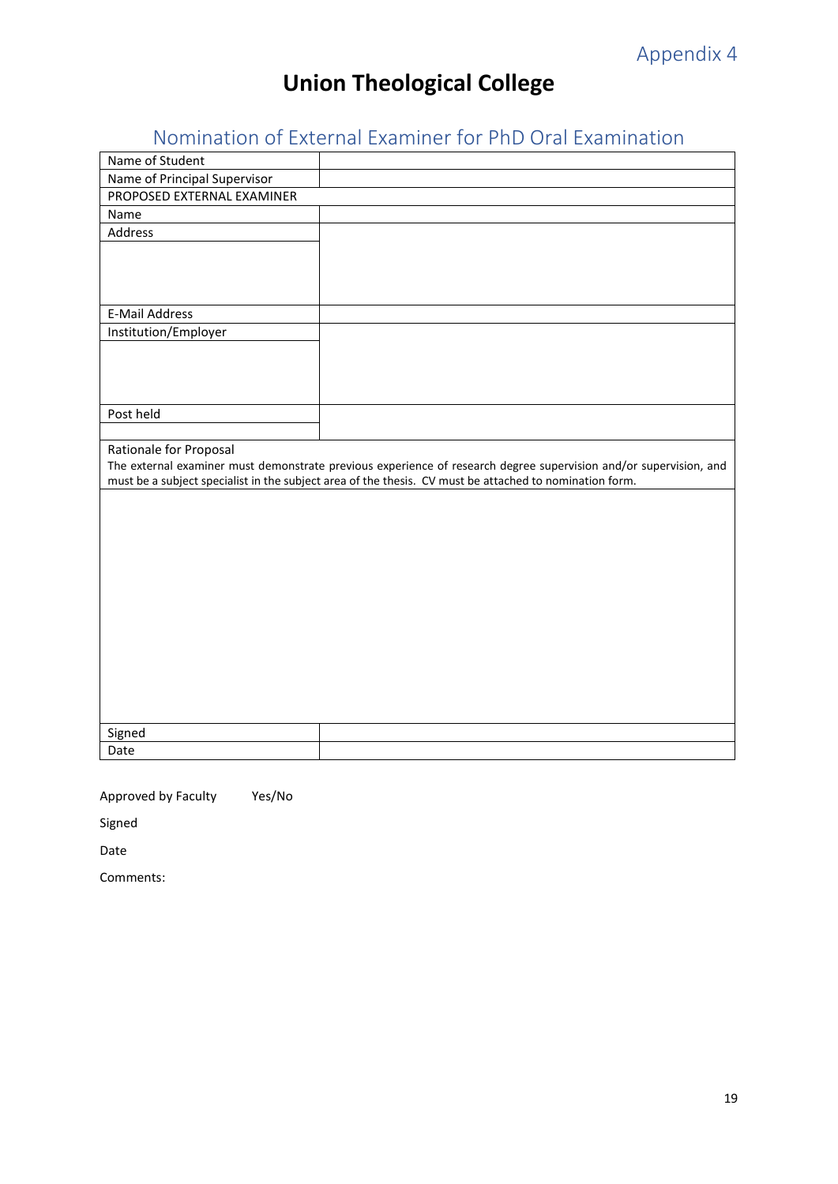Appendix 4

# Union Theological College

## Nomination of External Examiner for PhD Oral Examination

| | |
|---|---|
| Name of Student | |
| Name of Principal Supervisor | |
| PROPOSED EXTERNAL EXAMINER | |
| Name | |
| Address | |
| E-Mail Address | |
| Institution/Employer | |
| Post held | |
| Rationale for Proposal<br>The external examiner must demonstrate previous experience of research degree supervision and/or supervision, and must be a subject specialist in the subject area of the thesis. CV must be attached to nomination form. | |
| | |
| Signed | |
| Date | |

Approved by Faculty Yes/No

Signed

Date

Comments: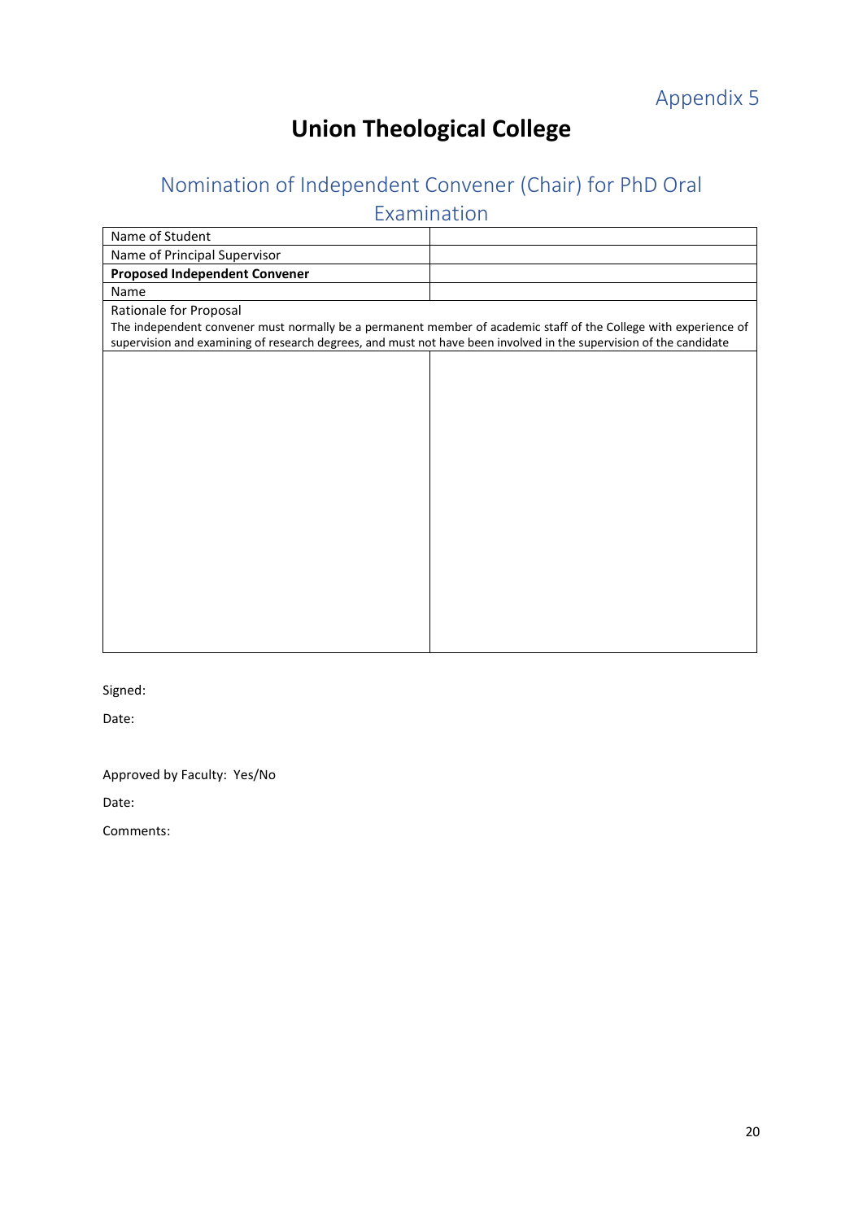Appendix 5

# Union Theological College

## Nomination of Independent Convener (Chair) for PhD Oral Examination

| Name of Student | |
|---|---|
| Name of Principal Supervisor | |
| **Proposed Independent Convener** | |
| Name | |
| Rationale for Proposal<br>The independent convener must normally be a permanent member of academic staff of the College with experience of supervision and examining of research degrees, and must not have been involved in the supervision of the candidate | |
| | |

Signed:

Date:

Approved by Faculty: Yes/No

Date:

Comments: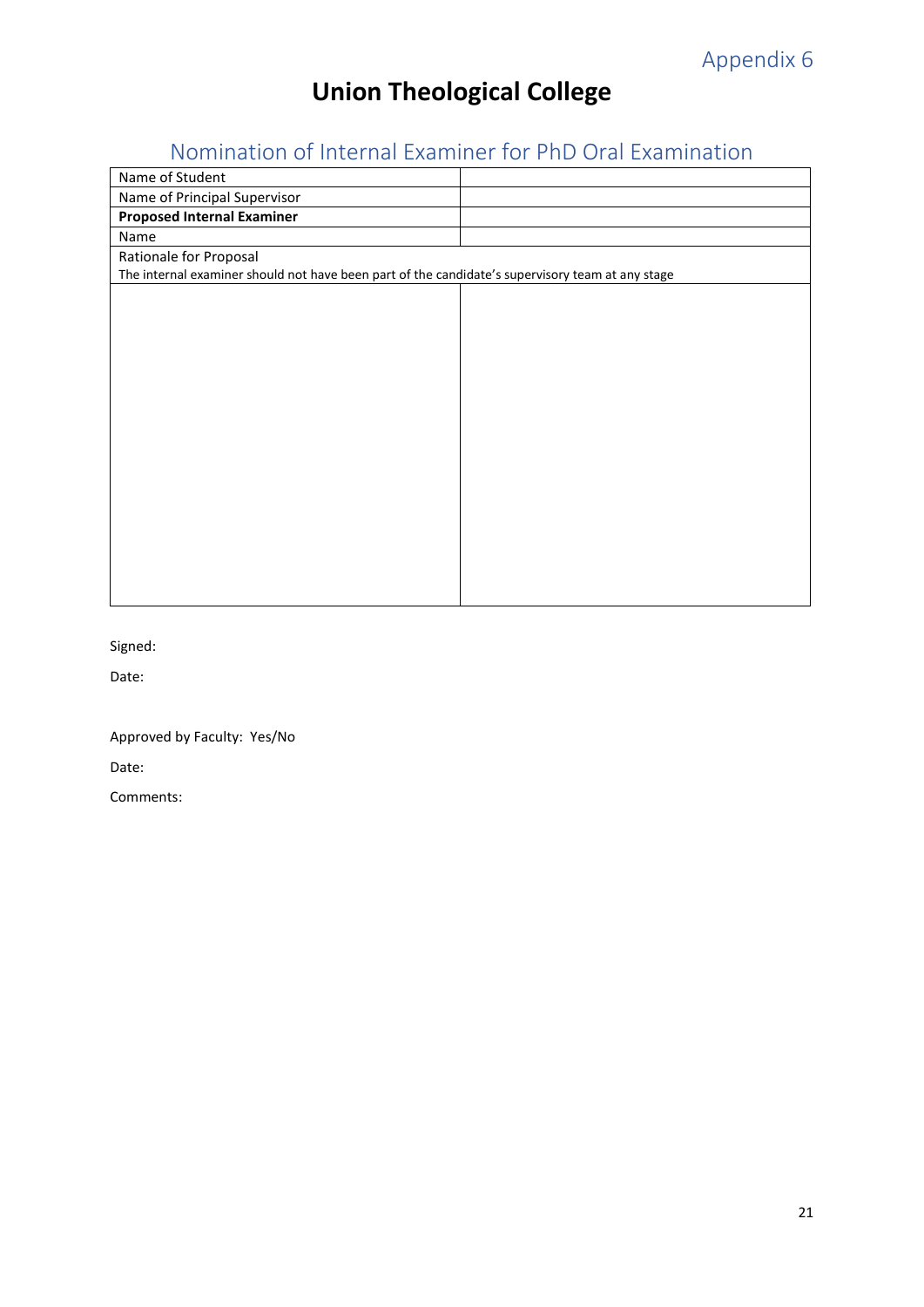Appendix 6

# Union Theological College

## Nomination of Internal Examiner for PhD Oral Examination

| Name of Student | |
|---|---|
| Name of Principal Supervisor | |
| **Proposed Internal Examiner** | |
| Name | |
| Rationale for Proposal<br>The internal examiner should not have been part of the candidate's supervisory team at any stage | |
| | |

Signed:

Date:

Approved by Faculty: Yes/No

Date:

Comments: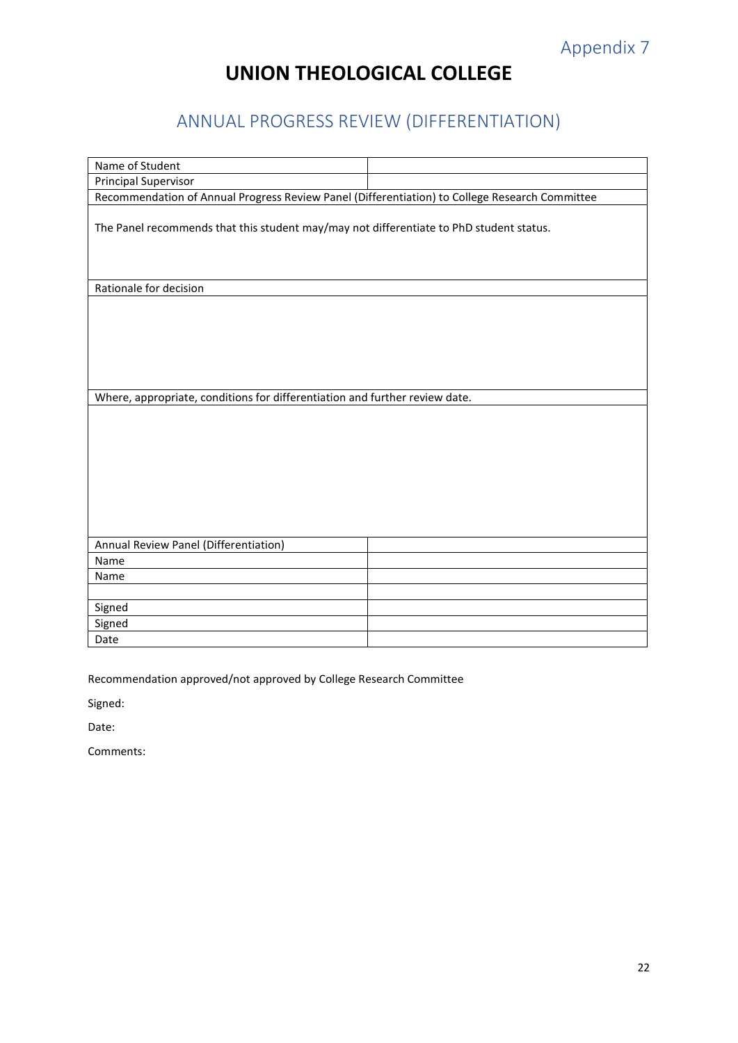Appendix 7

# UNION THEOLOGICAL COLLEGE

## ANNUAL PROGRESS REVIEW (DIFFERENTIATION)

| Name of Student | |
|---|---|
| Principal Supervisor | |
| Recommendation of Annual Progress Review Panel (Differentiation) to College Research Committee | |
| The Panel recommends that this student may/may not differentiate to PhD student status. | |
| Rationale for decision | |
| | |
| Where, appropriate, conditions for differentiation and further review date. | |
| | |
| Annual Review Panel (Differentiation) | |
| Name | |
| Name | |
| | |
| Signed | |
| Signed | |
| Date | |

Recommendation approved/not approved by College Research Committee

Signed:

Date:

Comments: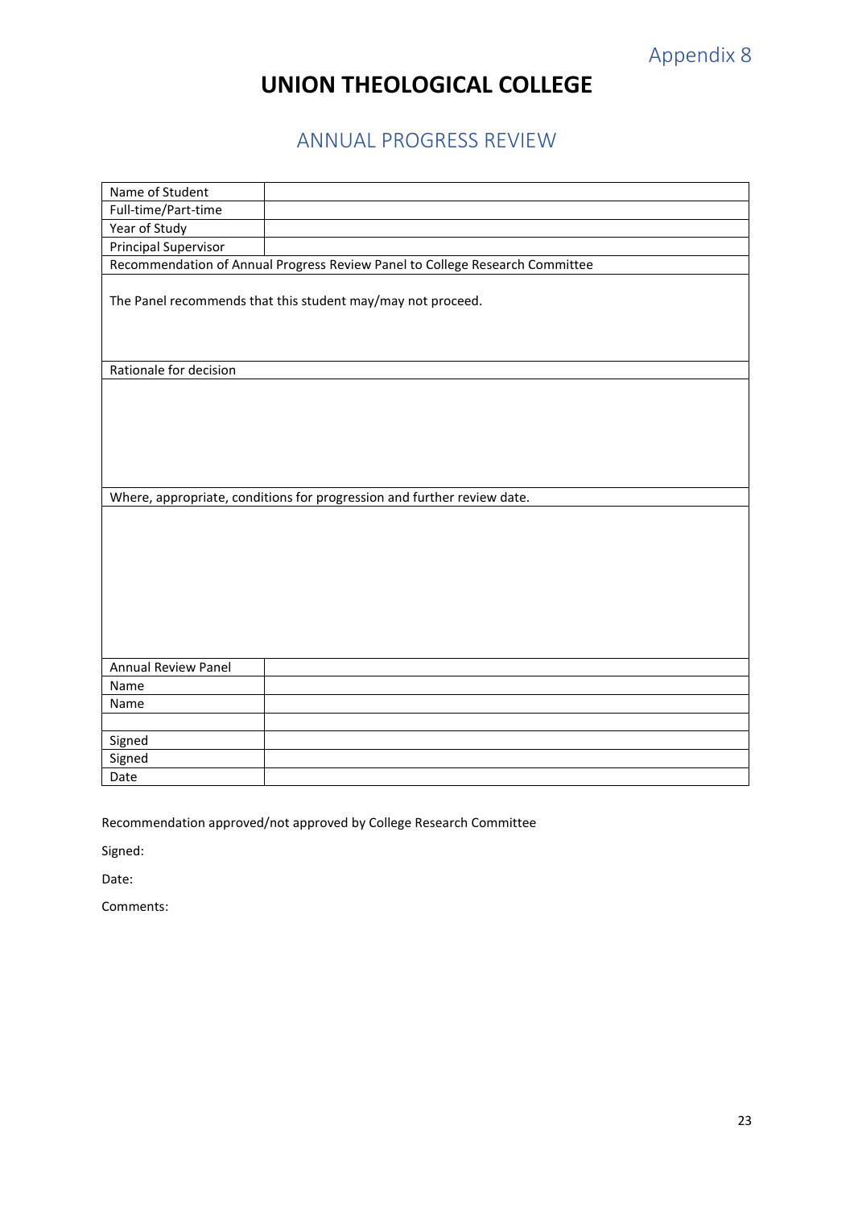Appendix 8

# UNION THEOLOGICAL COLLEGE

## ANNUAL PROGRESS REVIEW

| Name of Student | |
|---|---|
| Full-time/Part-time | |
| Year of Study | |
| Principal Supervisor | |
| Recommendation of Annual Progress Review Panel to College Research Committee | |
| The Panel recommends that this student may/may not proceed. | |
| Rationale for decision | |
| | |
| Where, appropriate, conditions for progression and further review date. | |
| | |
| Annual Review Panel | |
| Name | |
| Name | |
| | |
| Signed | |
| Signed | |
| Date | |

Recommendation approved/not approved by College Research Committee

Signed:

Date:

Comments: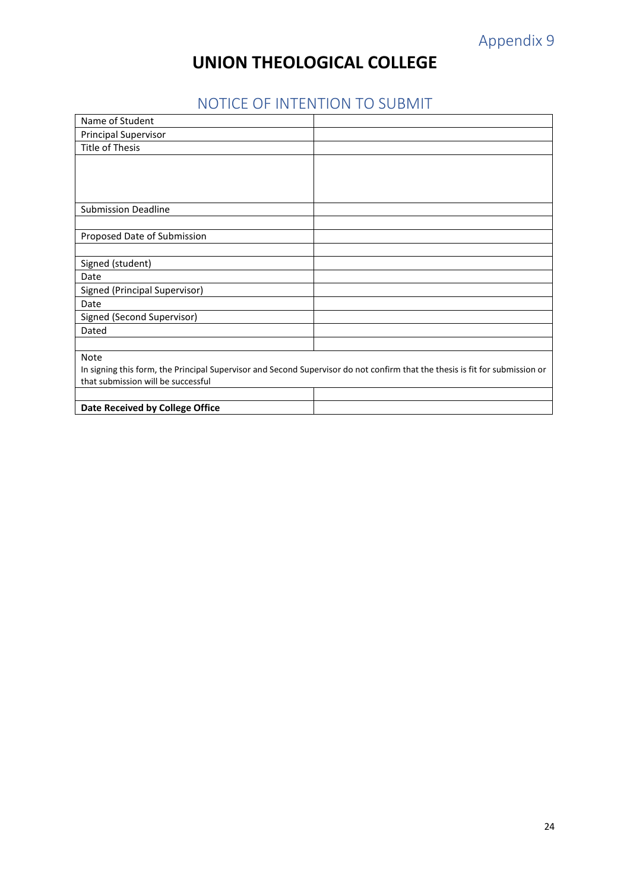Appendix 9

# UNION THEOLOGICAL COLLEGE

## NOTICE OF INTENTION TO SUBMIT

| | |
|---|---|
| Name of Student | |
| Principal Supervisor | |
| Title of Thesis | |
| | |
| Submission Deadline | |
| | |
| Proposed Date of Submission | |
| | |
| Signed (student) | |
| Date | |
| Signed (Principal Supervisor) | |
| Date | |
| Signed (Second Supervisor) | |
| Dated | |
| | |
| Note<br>In signing this form, the Principal Supervisor and Second Supervisor do not confirm that the thesis is fit for submission or that submission will be successful | |
| | |
| **Date Received by College Office** | |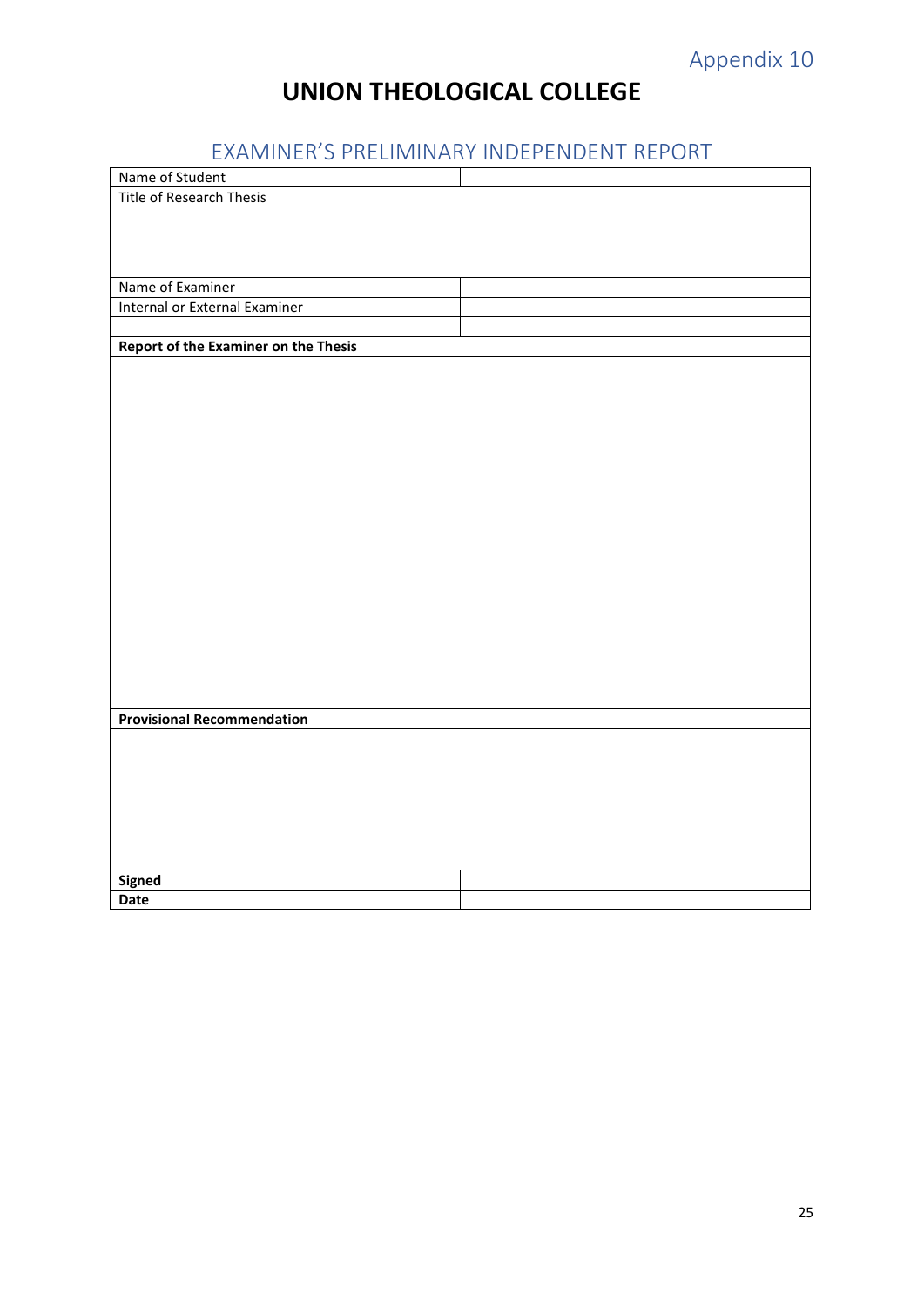Appendix 10

# UNION THEOLOGICAL COLLEGE

## EXAMINER'S PRELIMINARY INDEPENDENT REPORT

| Name of Student | |
|---|---|
| Title of Research Thesis | |
| | |
| Name of Examiner | |
| Internal or External Examiner | |
| | |
| **Report of the Examiner on the Thesis** | |
| | |
| **Provisional Recommendation** | |
| | |
| **Signed** | |
| **Date** | |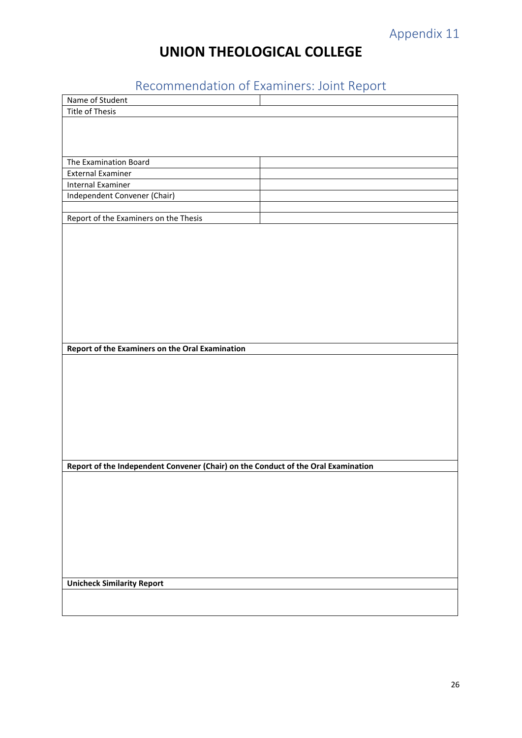Appendix 11

# UNION THEOLOGICAL COLLEGE

## Recommendation of Examiners: Joint Report

| Name of Student | |
|---|---|
| Title of Thesis | |
| | |
| The Examination Board | |
| External Examiner | |
| Internal Examiner | |
| Independent Convener (Chair) | |
| | |
| Report of the Examiners on the Thesis | |
| | |
| **Report of the Examiners on the Oral Examination** | |
| | |
| **Report of the Independent Convener (Chair) on the Conduct of the Oral Examination** | |
| | |
| **Unicheck Similarity Report** | |
| | |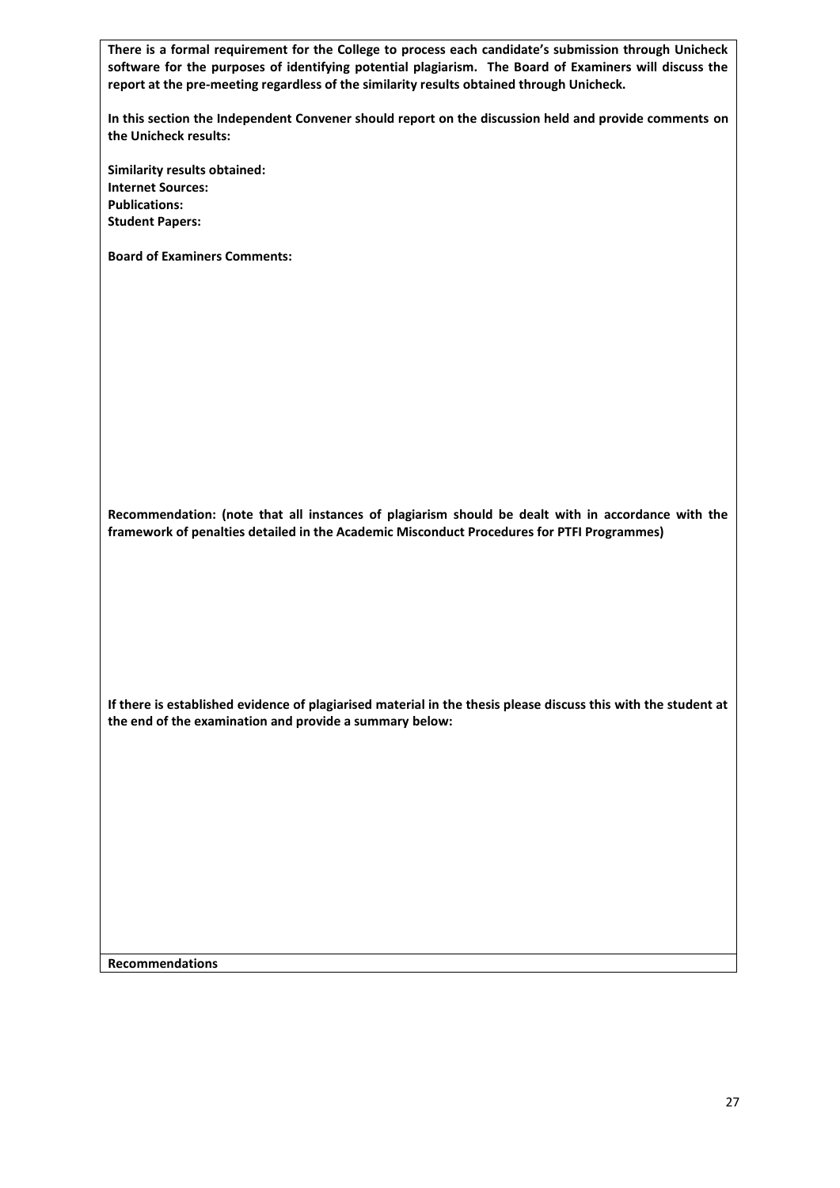**There is a formal requirement for the College to process each candidate's submission through Unicheck software for the purposes of identifying potential plagiarism. The Board of Examiners will discuss the report at the pre-meeting regardless of the similarity results obtained through Unicheck.**

**In this section the Independent Convener should report on the discussion held and provide comments on the Unicheck results:**

**Similarity results obtained:**
**Internet Sources:**
**Publications:**
**Student Papers:**

**Board of Examiners Comments:**

**Recommendation: (note that all instances of plagiarism should be dealt with in accordance with the framework of penalties detailed in the Academic Misconduct Procedures for PTFI Programmes)**

**If there is established evidence of plagiarised material in the thesis please discuss this with the student at the end of the examination and provide a summary below:**

**Recommendations**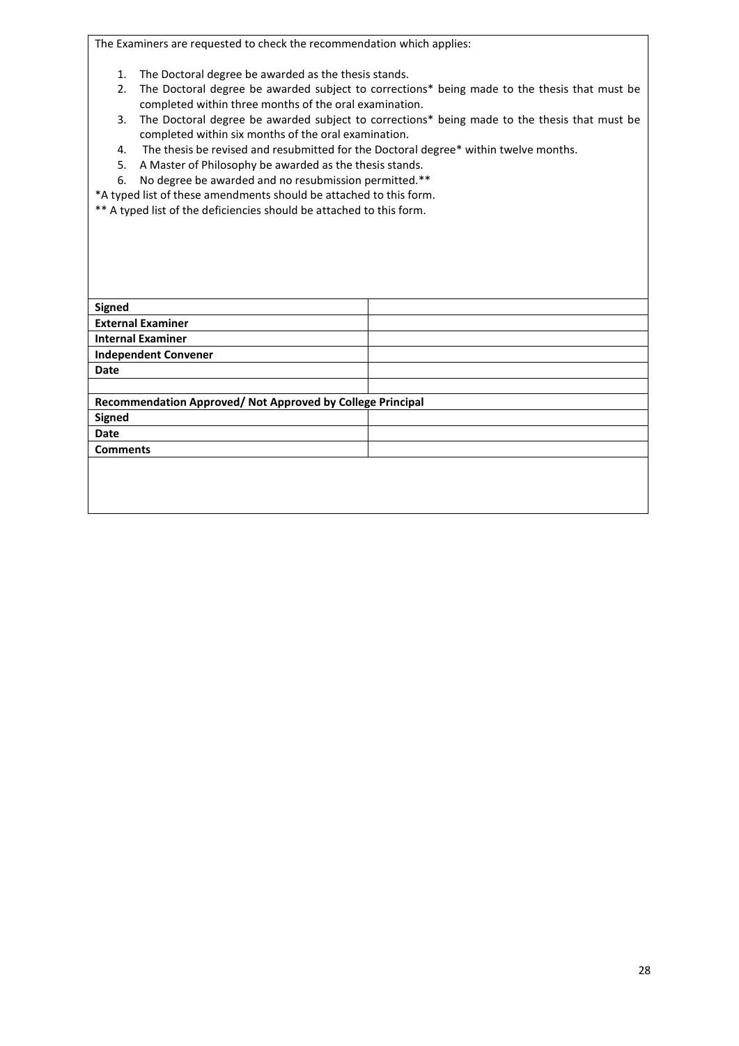The Examiners are requested to check the recommendation which applies:

1. The Doctoral degree be awarded as the thesis stands.
2. The Doctoral degree be awarded subject to corrections* being made to the thesis that must be completed within three months of the oral examination.
3. The Doctoral degree be awarded subject to corrections* being made to the thesis that must be completed within six months of the oral examination.
4. The thesis be revised and resubmitted for the Doctoral degree* within twelve months.
5. A Master of Philosophy be awarded as the thesis stands.
6. No degree be awarded and no resubmission permitted.**

*A typed list of these amendments should be attached to this form.

** A typed list of the deficiencies should be attached to this form.

| **Signed** | |
|---|---|
| **External Examiner** | |
| **Internal Examiner** | |
| **Independent Convener** | |
| **Date** | |
| | |
| **Recommendation Approved/ Not Approved by College Principal** | |
| **Signed** | |
| **Date** | |
| **Comments** | |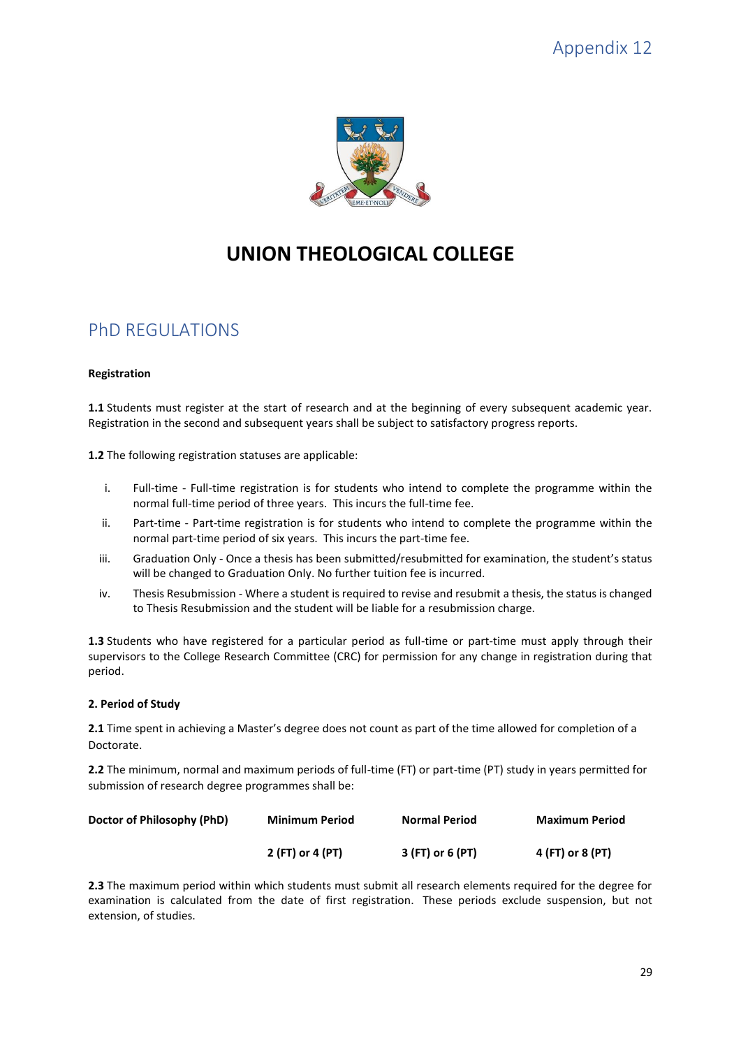Appendix 12

# UNION THEOLOGICAL COLLEGE

## PhD REGULATIONS

**Registration**

**1.1** Students must register at the start of research and at the beginning of every subsequent academic year. Registration in the second and subsequent years shall be subject to satisfactory progress reports.

**1.2** The following registration statuses are applicable:

- i. Full-time - Full-time registration is for students who intend to complete the programme within the normal full-time period of three years. This incurs the full-time fee.
- ii. Part-time - Part-time registration is for students who intend to complete the programme within the normal part-time period of six years. This incurs the part-time fee.
- iii. Graduation Only - Once a thesis has been submitted/resubmitted for examination, the student's status will be changed to Graduation Only. No further tuition fee is incurred.
- iv. Thesis Resubmission - Where a student is required to revise and resubmit a thesis, the status is changed to Thesis Resubmission and the student will be liable for a resubmission charge.

**1.3** Students who have registered for a particular period as full-time or part-time must apply through their supervisors to the College Research Committee (CRC) for permission for any change in registration during that period.

**2. Period of Study**

**2.1** Time spent in achieving a Master's degree does not count as part of the time allowed for completion of a Doctorate.

**2.2** The minimum, normal and maximum periods of full-time (FT) or part-time (PT) study in years permitted for submission of research degree programmes shall be:

| Doctor of Philosophy (PhD) | Minimum Period | Normal Period | Maximum Period |
|---|---|---|---|
| | 2 (FT) or 4 (PT) | 3 (FT) or 6 (PT) | 4 (FT) or 8 (PT) |

**2.3** The maximum period within which students must submit all research elements required for the degree for examination is calculated from the date of first registration. These periods exclude suspension, but not extension, of studies.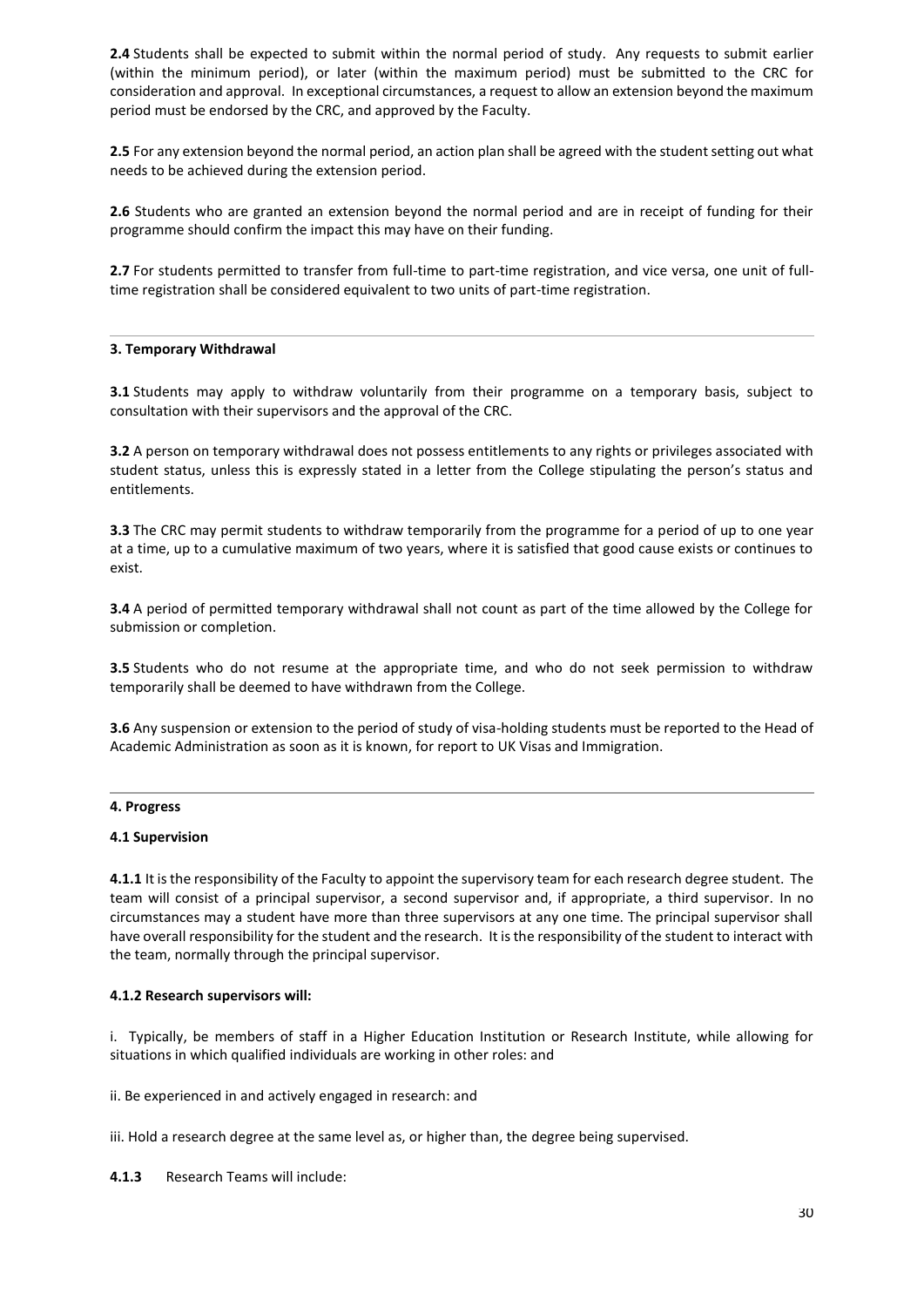**2.4** Students shall be expected to submit within the normal period of study. Any requests to submit earlier (within the minimum period), or later (within the maximum period) must be submitted to the CRC for consideration and approval. In exceptional circumstances, a request to allow an extension beyond the maximum period must be endorsed by the CRC, and approved by the Faculty.

**2.5** For any extension beyond the normal period, an action plan shall be agreed with the student setting out what needs to be achieved during the extension period.

**2.6** Students who are granted an extension beyond the normal period and are in receipt of funding for their programme should confirm the impact this may have on their funding.

**2.7** For students permitted to transfer from full-time to part-time registration, and vice versa, one unit of full-time registration shall be considered equivalent to two units of part-time registration.

---

### 3. Temporary Withdrawal

**3.1** Students may apply to withdraw voluntarily from their programme on a temporary basis, subject to consultation with their supervisors and the approval of the CRC.

**3.2** A person on temporary withdrawal does not possess entitlements to any rights or privileges associated with student status, unless this is expressly stated in a letter from the College stipulating the person's status and entitlements.

**3.3** The CRC may permit students to withdraw temporarily from the programme for a period of up to one year at a time, up to a cumulative maximum of two years, where it is satisfied that good cause exists or continues to exist.

**3.4** A period of permitted temporary withdrawal shall not count as part of the time allowed by the College for submission or completion.

**3.5** Students who do not resume at the appropriate time, and who do not seek permission to withdraw temporarily shall be deemed to have withdrawn from the College.

**3.6** Any suspension or extension to the period of study of visa-holding students must be reported to the Head of Academic Administration as soon as it is known, for report to UK Visas and Immigration.

---

### 4. Progress

#### 4.1 Supervision

**4.1.1** It is the responsibility of the Faculty to appoint the supervisory team for each research degree student. The team will consist of a principal supervisor, a second supervisor and, if appropriate, a third supervisor. In no circumstances may a student have more than three supervisors at any one time. The principal supervisor shall have overall responsibility for the student and the research. It is the responsibility of the student to interact with the team, normally through the principal supervisor.

**4.1.2 Research supervisors will:**

i. Typically, be members of staff in a Higher Education Institution or Research Institute, while allowing for situations in which qualified individuals are working in other roles: and

ii. Be experienced in and actively engaged in research: and

iii. Hold a research degree at the same level as, or higher than, the degree being supervised.

**4.1.3** Research Teams will include: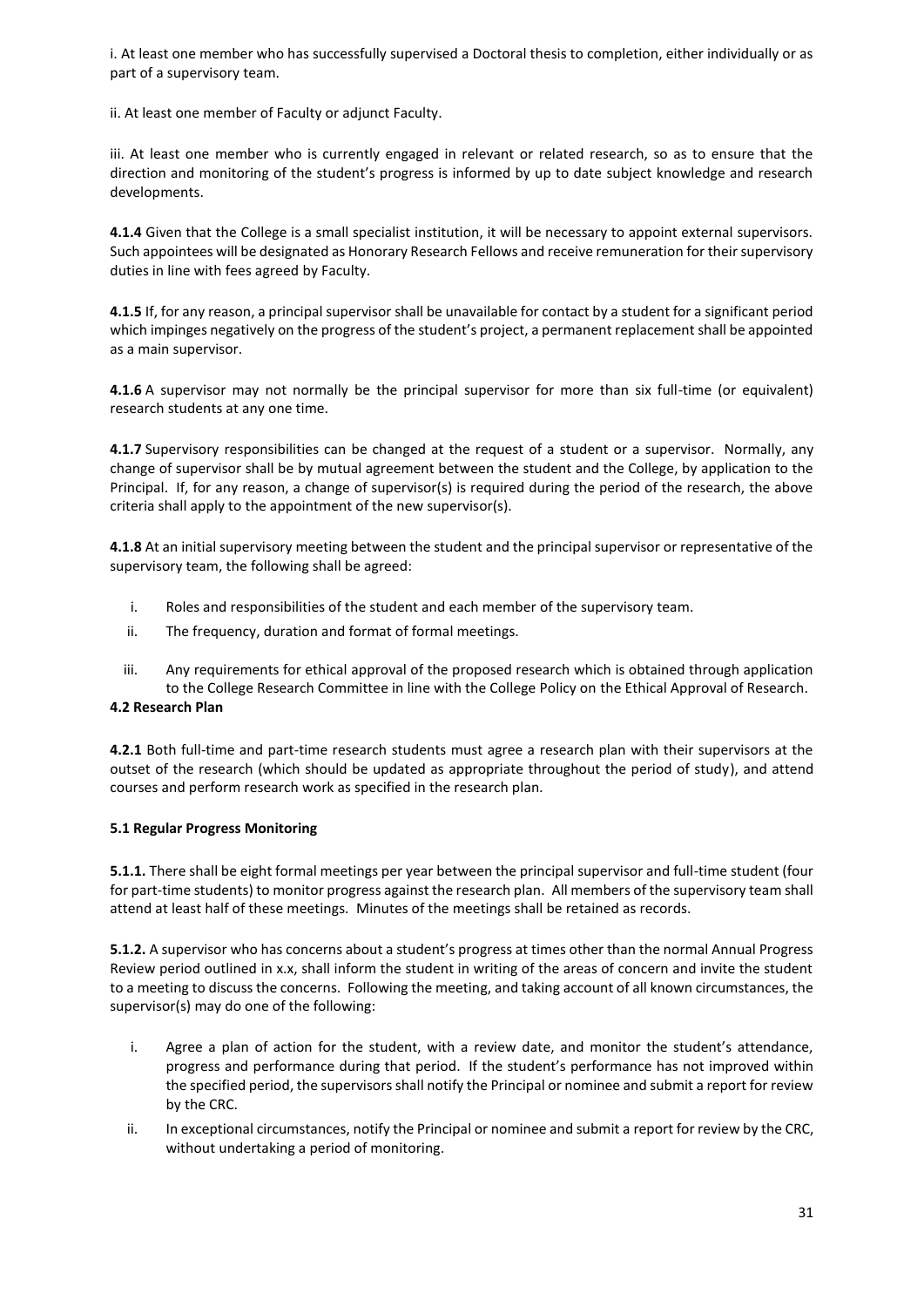i. At least one member who has successfully supervised a Doctoral thesis to completion, either individually or as part of a supervisory team.

ii. At least one member of Faculty or adjunct Faculty.

iii. At least one member who is currently engaged in relevant or related research, so as to ensure that the direction and monitoring of the student's progress is informed by up to date subject knowledge and research developments.

**4.1.4** Given that the College is a small specialist institution, it will be necessary to appoint external supervisors. Such appointees will be designated as Honorary Research Fellows and receive remuneration for their supervisory duties in line with fees agreed by Faculty.

**4.1.5** If, for any reason, a principal supervisor shall be unavailable for contact by a student for a significant period which impinges negatively on the progress of the student's project, a permanent replacement shall be appointed as a main supervisor.

**4.1.6** A supervisor may not normally be the principal supervisor for more than six full-time (or equivalent) research students at any one time.

**4.1.7** Supervisory responsibilities can be changed at the request of a student or a supervisor. Normally, any change of supervisor shall be by mutual agreement between the student and the College, by application to the Principal. If, for any reason, a change of supervisor(s) is required during the period of the research, the above criteria shall apply to the appointment of the new supervisor(s).

**4.1.8** At an initial supervisory meeting between the student and the principal supervisor or representative of the supervisory team, the following shall be agreed:

i. Roles and responsibilities of the student and each member of the supervisory team.
ii. The frequency, duration and format of formal meetings.
iii. Any requirements for ethical approval of the proposed research which is obtained through application to the College Research Committee in line with the College Policy on the Ethical Approval of Research.

**4.2 Research Plan**

**4.2.1** Both full-time and part-time research students must agree a research plan with their supervisors at the outset of the research (which should be updated as appropriate throughout the period of study), and attend courses and perform research work as specified in the research plan.

**5.1 Regular Progress Monitoring**

**5.1.1.** There shall be eight formal meetings per year between the principal supervisor and full-time student (four for part-time students) to monitor progress against the research plan. All members of the supervisory team shall attend at least half of these meetings. Minutes of the meetings shall be retained as records.

**5.1.2.** A supervisor who has concerns about a student's progress at times other than the normal Annual Progress Review period outlined in x.x, shall inform the student in writing of the areas of concern and invite the student to a meeting to discuss the concerns. Following the meeting, and taking account of all known circumstances, the supervisor(s) may do one of the following:

i. Agree a plan of action for the student, with a review date, and monitor the student's attendance, progress and performance during that period. If the student's performance has not improved within the specified period, the supervisors shall notify the Principal or nominee and submit a report for review by the CRC.
ii. In exceptional circumstances, notify the Principal or nominee and submit a report for review by the CRC, without undertaking a period of monitoring.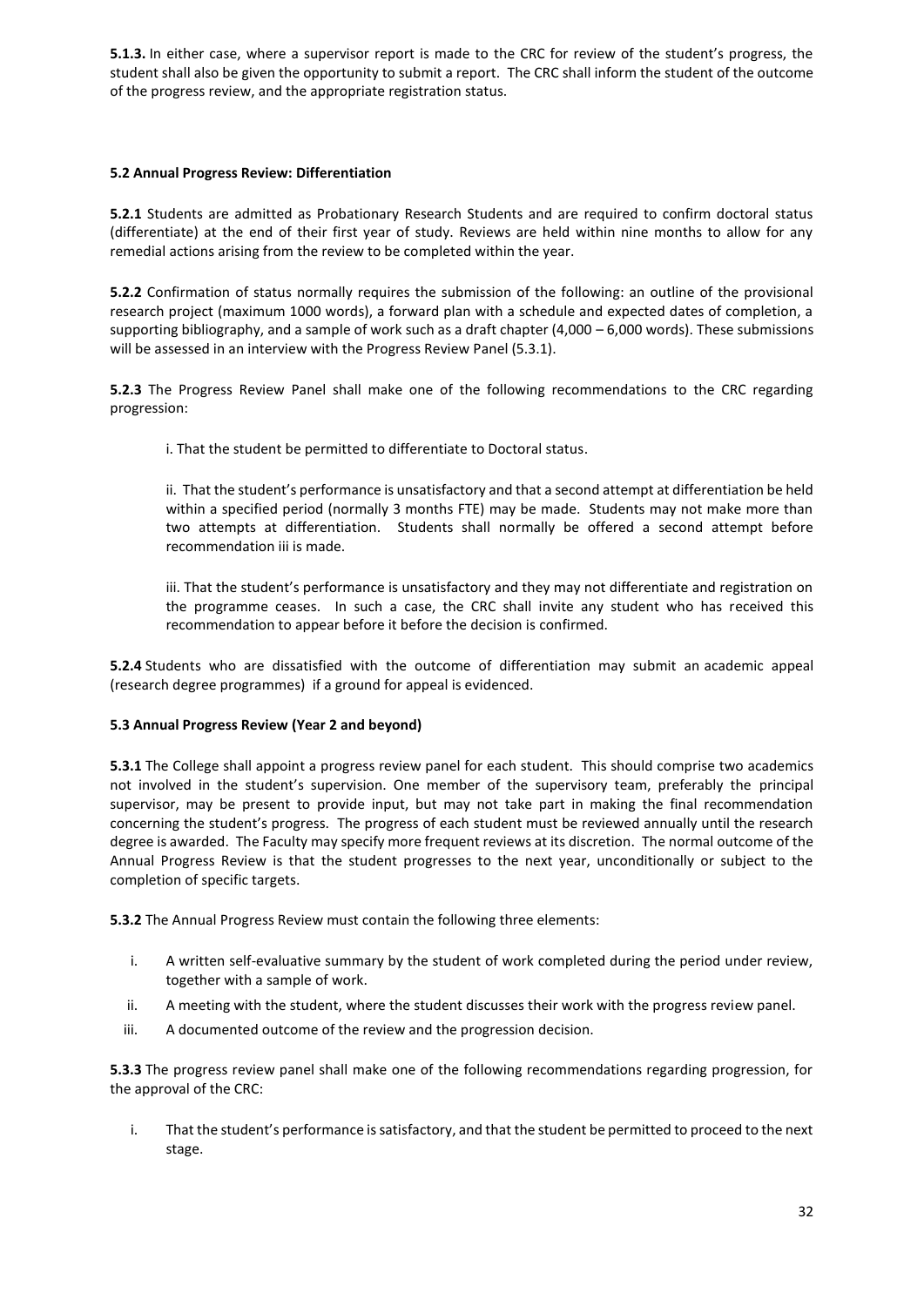**5.1.3.** In either case, where a supervisor report is made to the CRC for review of the student's progress, the student shall also be given the opportunity to submit a report. The CRC shall inform the student of the outcome of the progress review, and the appropriate registration status.

**5.2 Annual Progress Review: Differentiation**

**5.2.1** Students are admitted as Probationary Research Students and are required to confirm doctoral status (differentiate) at the end of their first year of study. Reviews are held within nine months to allow for any remedial actions arising from the review to be completed within the year.

**5.2.2** Confirmation of status normally requires the submission of the following: an outline of the provisional research project (maximum 1000 words), a forward plan with a schedule and expected dates of completion, a supporting bibliography, and a sample of work such as a draft chapter (4,000 – 6,000 words). These submissions will be assessed in an interview with the Progress Review Panel (5.3.1).

**5.2.3** The Progress Review Panel shall make one of the following recommendations to the CRC regarding progression:

i. That the student be permitted to differentiate to Doctoral status.

ii. That the student's performance is unsatisfactory and that a second attempt at differentiation be held within a specified period (normally 3 months FTE) may be made. Students may not make more than two attempts at differentiation. Students shall normally be offered a second attempt before recommendation iii is made.

iii. That the student's performance is unsatisfactory and they may not differentiate and registration on the programme ceases. In such a case, the CRC shall invite any student who has received this recommendation to appear before it before the decision is confirmed.

**5.2.4** Students who are dissatisfied with the outcome of differentiation may submit an academic appeal (research degree programmes) if a ground for appeal is evidenced.

**5.3 Annual Progress Review (Year 2 and beyond)**

**5.3.1** The College shall appoint a progress review panel for each student. This should comprise two academics not involved in the student's supervision. One member of the supervisory team, preferably the principal supervisor, may be present to provide input, but may not take part in making the final recommendation concerning the student's progress. The progress of each student must be reviewed annually until the research degree is awarded. The Faculty may specify more frequent reviews at its discretion. The normal outcome of the Annual Progress Review is that the student progresses to the next year, unconditionally or subject to the completion of specific targets.

**5.3.2** The Annual Progress Review must contain the following three elements:

i. A written self-evaluative summary by the student of work completed during the period under review, together with a sample of work.
ii. A meeting with the student, where the student discusses their work with the progress review panel.
iii. A documented outcome of the review and the progression decision.

**5.3.3** The progress review panel shall make one of the following recommendations regarding progression, for the approval of the CRC:

i. That the student's performance is satisfactory, and that the student be permitted to proceed to the next stage.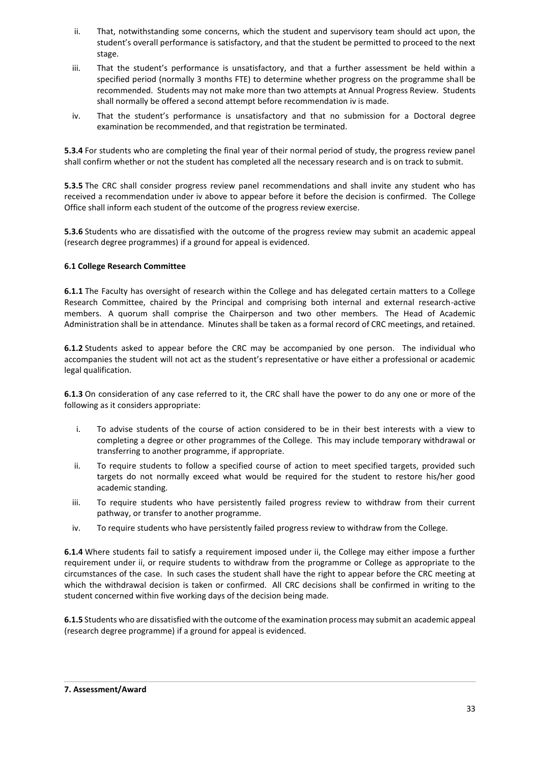ii. That, notwithstanding some concerns, which the student and supervisory team should act upon, the student's overall performance is satisfactory, and that the student be permitted to proceed to the next stage.

iii. That the student's performance is unsatisfactory, and that a further assessment be held within a specified period (normally 3 months FTE) to determine whether progress on the programme shall be recommended. Students may not make more than two attempts at Annual Progress Review. Students shall normally be offered a second attempt before recommendation iv is made.

iv. That the student's performance is unsatisfactory and that no submission for a Doctoral degree examination be recommended, and that registration be terminated.

**5.3.4** For students who are completing the final year of their normal period of study, the progress review panel shall confirm whether or not the student has completed all the necessary research and is on track to submit.

**5.3.5** The CRC shall consider progress review panel recommendations and shall invite any student who has received a recommendation under iv above to appear before it before the decision is confirmed. The College Office shall inform each student of the outcome of the progress review exercise.

**5.3.6** Students who are dissatisfied with the outcome of the progress review may submit an academic appeal (research degree programmes) if a ground for appeal is evidenced.

**6.1 College Research Committee**

**6.1.1** The Faculty has oversight of research within the College and has delegated certain matters to a College Research Committee, chaired by the Principal and comprising both internal and external research-active members. A quorum shall comprise the Chairperson and two other members. The Head of Academic Administration shall be in attendance. Minutes shall be taken as a formal record of CRC meetings, and retained.

**6.1.2** Students asked to appear before the CRC may be accompanied by one person. The individual who accompanies the student will not act as the student's representative or have either a professional or academic legal qualification.

**6.1.3** On consideration of any case referred to it, the CRC shall have the power to do any one or more of the following as it considers appropriate:

i. To advise students of the course of action considered to be in their best interests with a view to completing a degree or other programmes of the College. This may include temporary withdrawal or transferring to another programme, if appropriate.

ii. To require students to follow a specified course of action to meet specified targets, provided such targets do not normally exceed what would be required for the student to restore his/her good academic standing.

iii. To require students who have persistently failed progress review to withdraw from their current pathway, or transfer to another programme.

iv. To require students who have persistently failed progress review to withdraw from the College.

**6.1.4** Where students fail to satisfy a requirement imposed under ii, the College may either impose a further requirement under ii, or require students to withdraw from the programme or College as appropriate to the circumstances of the case. In such cases the student shall have the right to appear before the CRC meeting at which the withdrawal decision is taken or confirmed. All CRC decisions shall be confirmed in writing to the student concerned within five working days of the decision being made.

**6.1.5** Students who are dissatisfied with the outcome of the examination process may submit an academic appeal (research degree programme) if a ground for appeal is evidenced.

**7. Assessment/Award**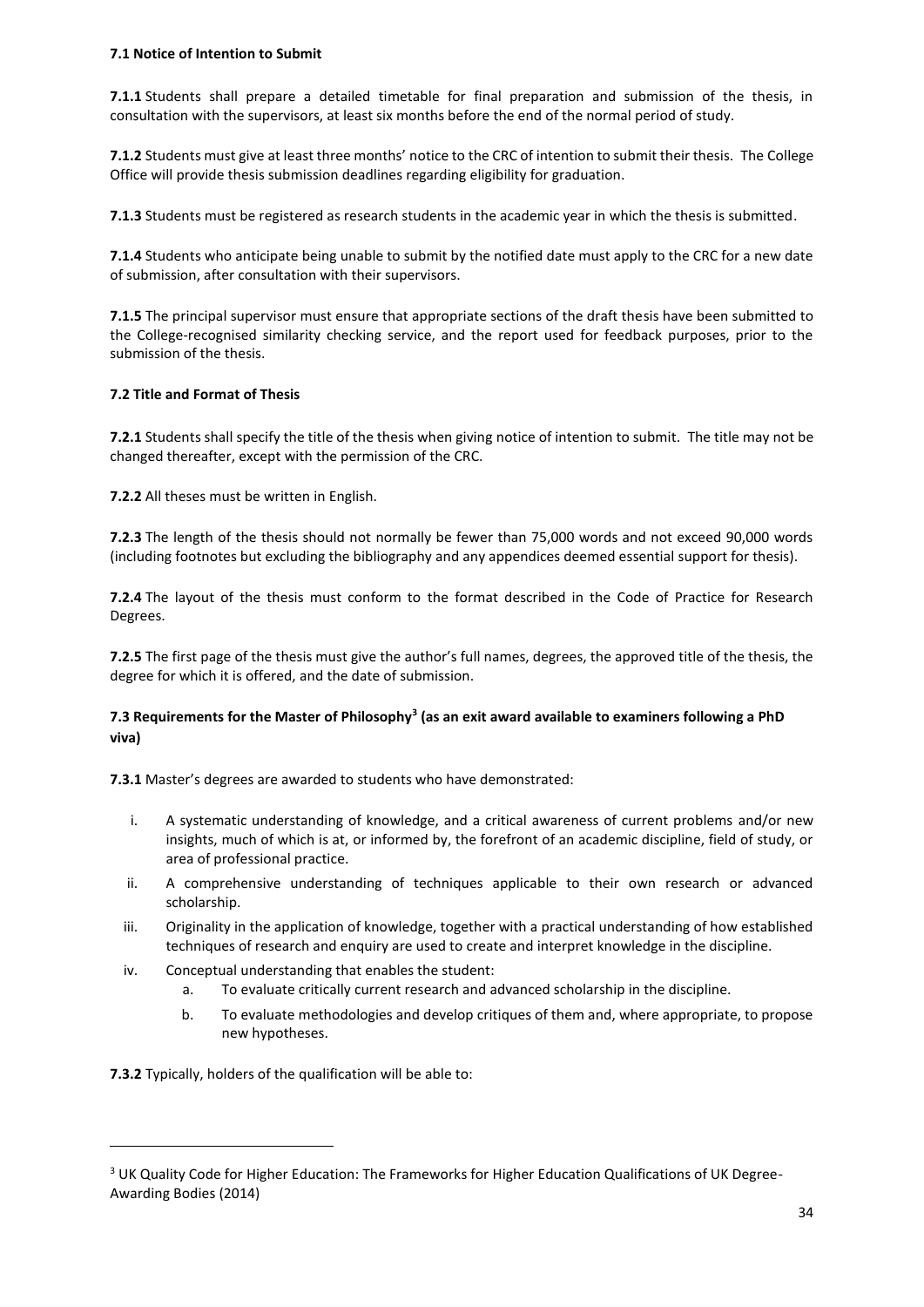### 7.1 Notice of Intention to Submit

**7.1.1** Students shall prepare a detailed timetable for final preparation and submission of the thesis, in consultation with the supervisors, at least six months before the end of the normal period of study.

**7.1.2** Students must give at least three months' notice to the CRC of intention to submit their thesis. The College Office will provide thesis submission deadlines regarding eligibility for graduation.

**7.1.3** Students must be registered as research students in the academic year in which the thesis is submitted.

**7.1.4** Students who anticipate being unable to submit by the notified date must apply to the CRC for a new date of submission, after consultation with their supervisors.

**7.1.5** The principal supervisor must ensure that appropriate sections of the draft thesis have been submitted to the College-recognised similarity checking service, and the report used for feedback purposes, prior to the submission of the thesis.

### 7.2 Title and Format of Thesis

**7.2.1** Students shall specify the title of the thesis when giving notice of intention to submit. The title may not be changed thereafter, except with the permission of the CRC.

**7.2.2** All theses must be written in English.

**7.2.3** The length of the thesis should not normally be fewer than 75,000 words and not exceed 90,000 words (including footnotes but excluding the bibliography and any appendices deemed essential support for thesis).

**7.2.4** The layout of the thesis must conform to the format described in the Code of Practice for Research Degrees.

**7.2.5** The first page of the thesis must give the author's full names, degrees, the approved title of the thesis, the degree for which it is offered, and the date of submission.

### 7.3 Requirements for the Master of Philosophy[3] (as an exit award available to examiners following a PhD viva)

**7.3.1** Master's degrees are awarded to students who have demonstrated:

i. A systematic understanding of knowledge, and a critical awareness of current problems and/or new insights, much of which is at, or informed by, the forefront of an academic discipline, field of study, or area of professional practice.
ii. A comprehensive understanding of techniques applicable to their own research or advanced scholarship.
iii. Originality in the application of knowledge, together with a practical understanding of how established techniques of research and enquiry are used to create and interpret knowledge in the discipline.
iv. Conceptual understanding that enables the student:
   a. To evaluate critically current research and advanced scholarship in the discipline.
   b. To evaluate methodologies and develop critiques of them and, where appropriate, to propose new hypotheses.

**7.3.2** Typically, holders of the qualification will be able to:

---

[3] UK Quality Code for Higher Education: The Frameworks for Higher Education Qualifications of UK Degree-Awarding Bodies (2014)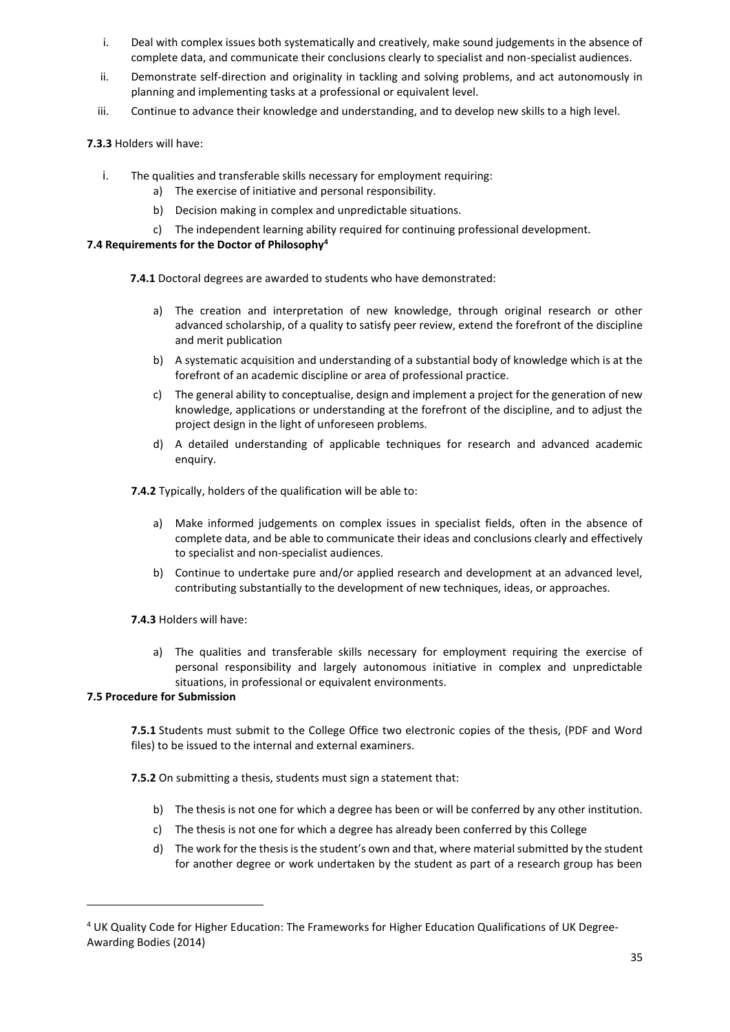i. Deal with complex issues both systematically and creatively, make sound judgements in the absence of complete data, and communicate their conclusions clearly to specialist and non-specialist audiences.
ii. Demonstrate self-direction and originality in tackling and solving problems, and act autonomously in planning and implementing tasks at a professional or equivalent level.
iii. Continue to advance their knowledge and understanding, and to develop new skills to a high level.

**7.3.3** Holders will have:

i. The qualities and transferable skills necessary for employment requiring:
   a) The exercise of initiative and personal responsibility.
   b) Decision making in complex and unpredictable situations.
   c) The independent learning ability required for continuing professional development.

**7.4 Requirements for the Doctor of Philosophy[4]**

**7.4.1** Doctoral degrees are awarded to students who have demonstrated:

a) The creation and interpretation of new knowledge, through original research or other advanced scholarship, of a quality to satisfy peer review, extend the forefront of the discipline and merit publication
b) A systematic acquisition and understanding of a substantial body of knowledge which is at the forefront of an academic discipline or area of professional practice.
c) The general ability to conceptualise, design and implement a project for the generation of new knowledge, applications or understanding at the forefront of the discipline, and to adjust the project design in the light of unforeseen problems.
d) A detailed understanding of applicable techniques for research and advanced academic enquiry.

**7.4.2** Typically, holders of the qualification will be able to:

a) Make informed judgements on complex issues in specialist fields, often in the absence of complete data, and be able to communicate their ideas and conclusions clearly and effectively to specialist and non-specialist audiences.
b) Continue to undertake pure and/or applied research and development at an advanced level, contributing substantially to the development of new techniques, ideas, or approaches.

**7.4.3** Holders will have:

a) The qualities and transferable skills necessary for employment requiring the exercise of personal responsibility and largely autonomous initiative in complex and unpredictable situations, in professional or equivalent environments.

**7.5 Procedure for Submission**

**7.5.1** Students must submit to the College Office two electronic copies of the thesis, (PDF and Word files) to be issued to the internal and external examiners.

**7.5.2** On submitting a thesis, students must sign a statement that:

b) The thesis is not one for which a degree has been or will be conferred by any other institution.
c) The thesis is not one for which a degree has already been conferred by this College
d) The work for the thesis is the student's own and that, where material submitted by the student for another degree or work undertaken by the student as part of a research group has been

---

[4] UK Quality Code for Higher Education: The Frameworks for Higher Education Qualifications of UK Degree-Awarding Bodies (2014)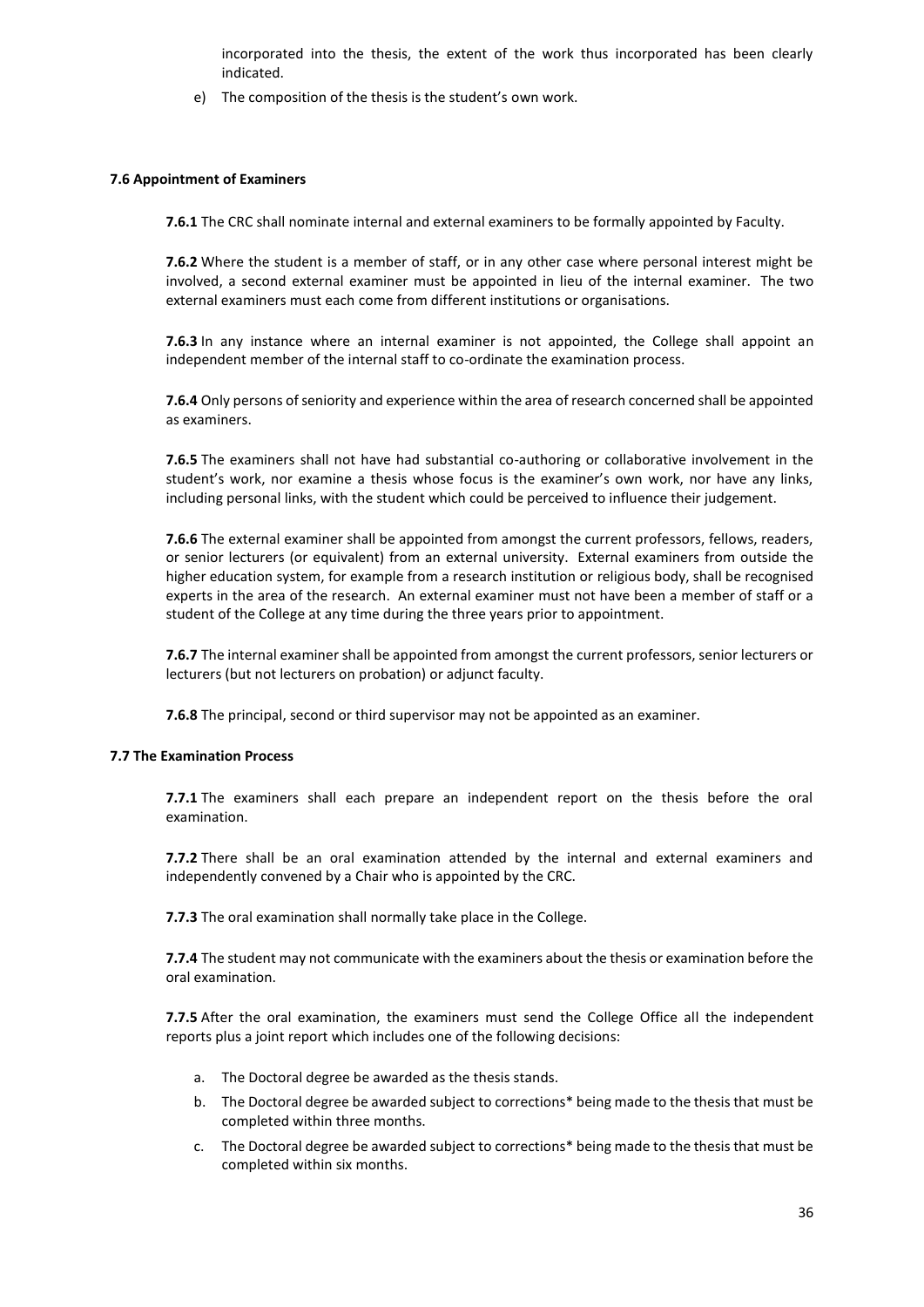incorporated into the thesis, the extent of the work thus incorporated has been clearly indicated.

e) The composition of the thesis is the student's own work.

#### 7.6 Appointment of Examiners

**7.6.1** The CRC shall nominate internal and external examiners to be formally appointed by Faculty.

**7.6.2** Where the student is a member of staff, or in any other case where personal interest might be involved, a second external examiner must be appointed in lieu of the internal examiner. The two external examiners must each come from different institutions or organisations.

**7.6.3** In any instance where an internal examiner is not appointed, the College shall appoint an independent member of the internal staff to co-ordinate the examination process.

**7.6.4** Only persons of seniority and experience within the area of research concerned shall be appointed as examiners.

**7.6.5** The examiners shall not have had substantial co-authoring or collaborative involvement in the student's work, nor examine a thesis whose focus is the examiner's own work, nor have any links, including personal links, with the student which could be perceived to influence their judgement.

**7.6.6** The external examiner shall be appointed from amongst the current professors, fellows, readers, or senior lecturers (or equivalent) from an external university. External examiners from outside the higher education system, for example from a research institution or religious body, shall be recognised experts in the area of the research. An external examiner must not have been a member of staff or a student of the College at any time during the three years prior to appointment.

**7.6.7** The internal examiner shall be appointed from amongst the current professors, senior lecturers or lecturers (but not lecturers on probation) or adjunct faculty.

**7.6.8** The principal, second or third supervisor may not be appointed as an examiner.

#### 7.7 The Examination Process

**7.7.1** The examiners shall each prepare an independent report on the thesis before the oral examination.

**7.7.2** There shall be an oral examination attended by the internal and external examiners and independently convened by a Chair who is appointed by the CRC.

**7.7.3** The oral examination shall normally take place in the College.

**7.7.4** The student may not communicate with the examiners about the thesis or examination before the oral examination.

**7.7.5** After the oral examination, the examiners must send the College Office all the independent reports plus a joint report which includes one of the following decisions:

a. The Doctoral degree be awarded as the thesis stands.
b. The Doctoral degree be awarded subject to corrections* being made to the thesis that must be completed within three months.
c. The Doctoral degree be awarded subject to corrections* being made to the thesis that must be completed within six months.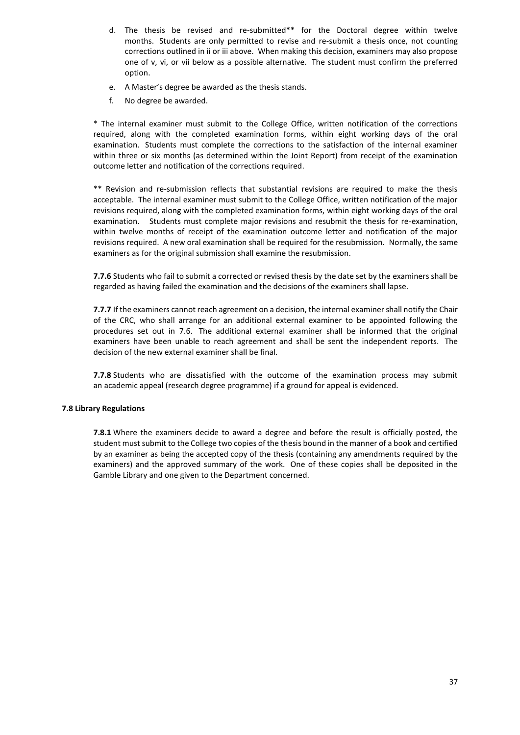d. The thesis be revised and re-submitted** for the Doctoral degree within twelve months. Students are only permitted to revise and re-submit a thesis once, not counting corrections outlined in ii or iii above. When making this decision, examiners may also propose one of v, vi, or vii below as a possible alternative. The student must confirm the preferred option.

e. A Master's degree be awarded as the thesis stands.

f. No degree be awarded.

* The internal examiner must submit to the College Office, written notification of the corrections required, along with the completed examination forms, within eight working days of the oral examination. Students must complete the corrections to the satisfaction of the internal examiner within three or six months (as determined within the Joint Report) from receipt of the examination outcome letter and notification of the corrections required.

** Revision and re-submission reflects that substantial revisions are required to make the thesis acceptable. The internal examiner must submit to the College Office, written notification of the major revisions required, along with the completed examination forms, within eight working days of the oral examination. Students must complete major revisions and resubmit the thesis for re-examination, within twelve months of receipt of the examination outcome letter and notification of the major revisions required. A new oral examination shall be required for the resubmission. Normally, the same examiners as for the original submission shall examine the resubmission.

**7.7.6** Students who fail to submit a corrected or revised thesis by the date set by the examiners shall be regarded as having failed the examination and the decisions of the examiners shall lapse.

**7.7.7** If the examiners cannot reach agreement on a decision, the internal examiner shall notify the Chair of the CRC, who shall arrange for an additional external examiner to be appointed following the procedures set out in 7.6. The additional external examiner shall be informed that the original examiners have been unable to reach agreement and shall be sent the independent reports. The decision of the new external examiner shall be final.

**7.7.8** Students who are dissatisfied with the outcome of the examination process may submit an academic appeal (research degree programme) if a ground for appeal is evidenced.

### 7.8 Library Regulations

**7.8.1** Where the examiners decide to award a degree and before the result is officially posted, the student must submit to the College two copies of the thesis bound in the manner of a book and certified by an examiner as being the accepted copy of the thesis (containing any amendments required by the examiners) and the approved summary of the work. One of these copies shall be deposited in the Gamble Library and one given to the Department concerned.